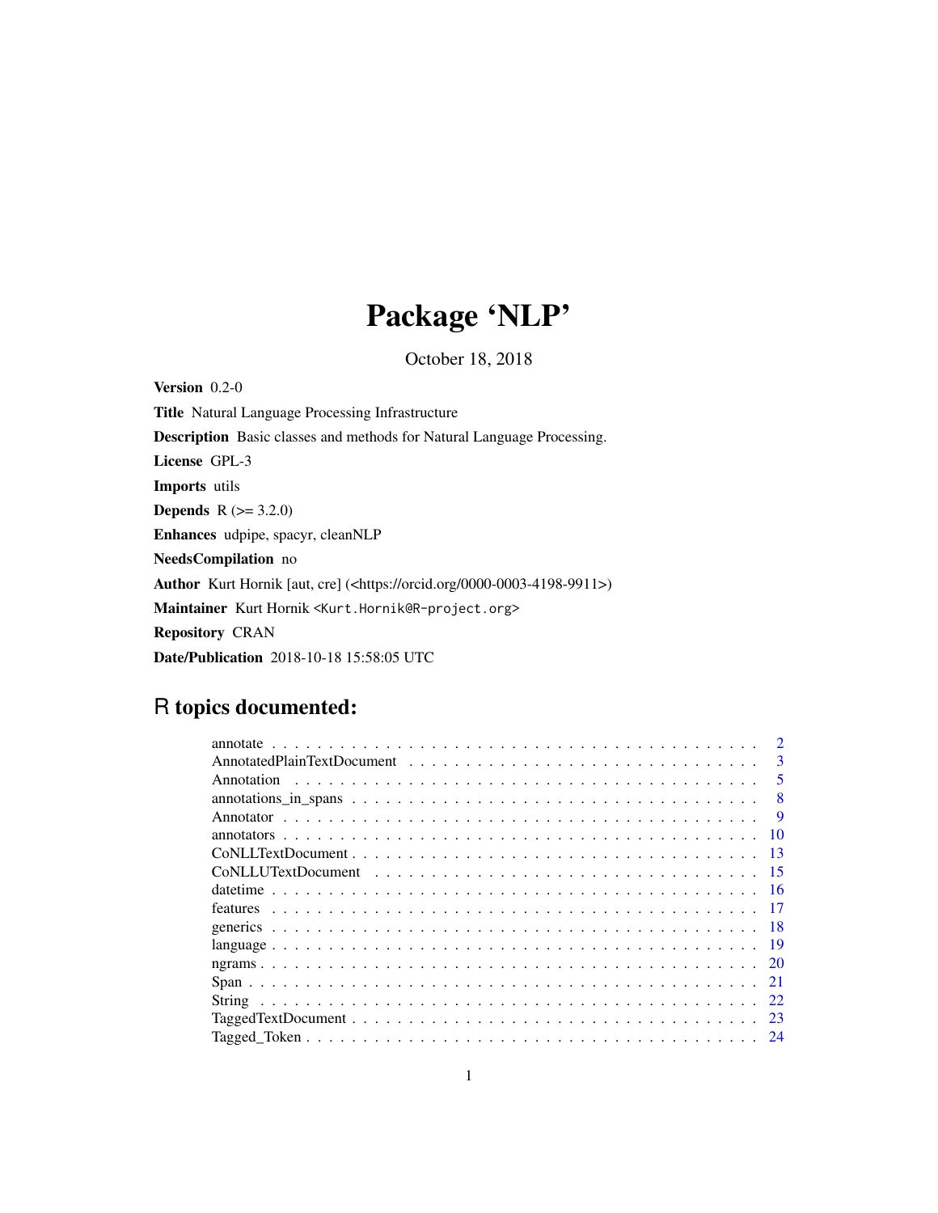# Package 'NLP'

October 18, 2018

**Version** 0.2-0

**Title** Natural Language Processing Infrastructure

**Description** Basic classes and methods for Natural Language Processing.

**License** GPL-3

**Imports** utils

**Depends** R (>= 3.2.0)

**Enhances** udpipe, spacyr, cleanNLP

**NeedsCompilation** no

**Author** Kurt Hornik [aut, cre] (<https://orcid.org/0000-0003-4198-9911>)

**Maintainer** Kurt Hornik <Kurt.Hornik@R-project.org>

**Repository** CRAN

**Date/Publication** 2018-10-18 15:58:05 UTC

## R topics documented:

| | |
|---|---|
| annotate | 2 |
| AnnotatedPlainTextDocument | 3 |
| Annotation | 5 |
| annotations_in_spans | 8 |
| Annotator | 9 |
| annotators | 10 |
| CoNLLTextDocument | 13 |
| CoNLLUTextDocument | 15 |
| datetime | 16 |
| features | 17 |
| generics | 18 |
| language | 19 |
| ngrams | 20 |
| Span | 21 |
| String | 22 |
| TaggedTextDocument | 23 |
| Tagged_Token | 24 |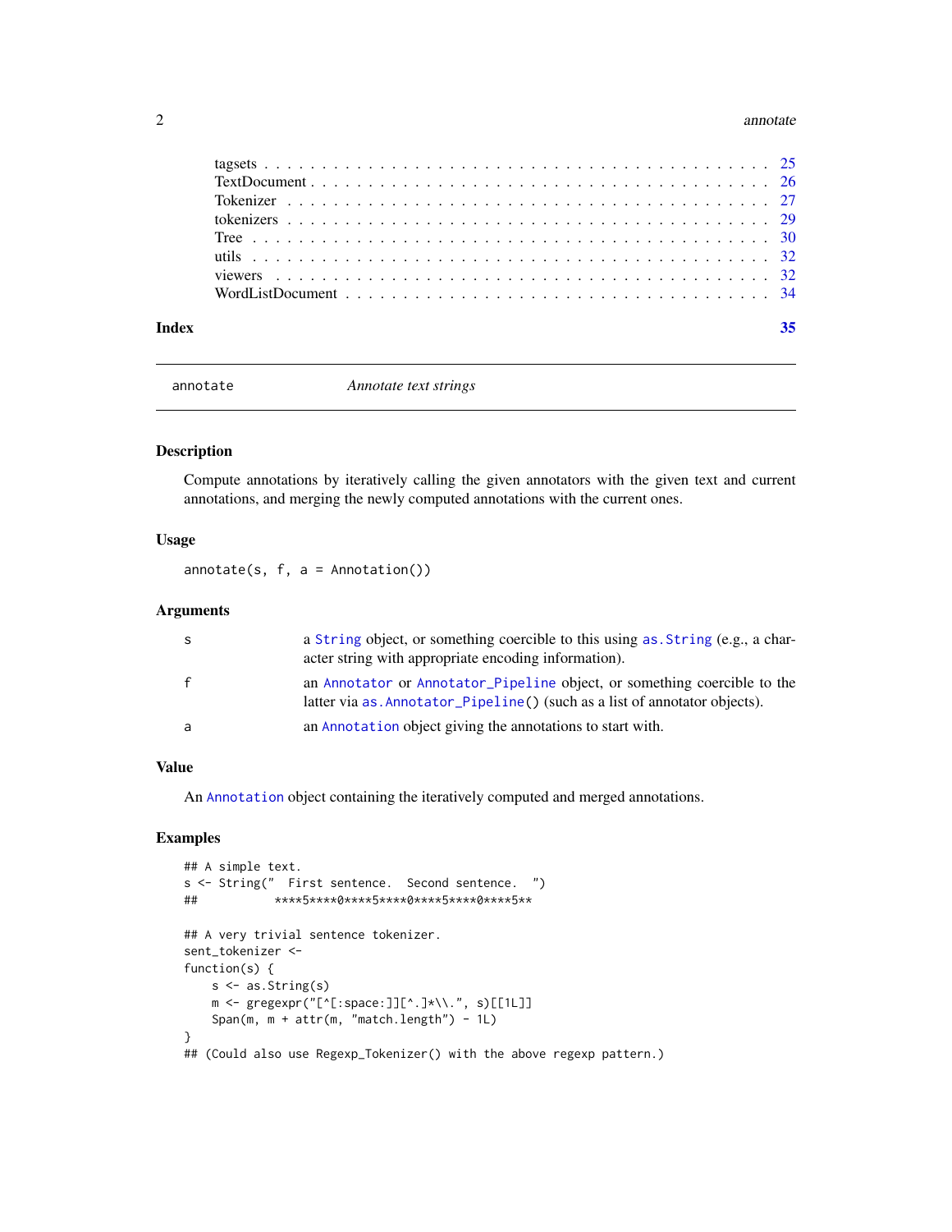| | |
|---|---|
| tagsets | 25 |
| TextDocument | 26 |
| Tokenizer | 27 |
| tokenizers | 29 |
| Tree | 30 |
| utils | 32 |
| viewers | 32 |
| WordListDocument | 34 |

**Index** **35**

---

`annotate` *Annotate text strings*

---

## Description

Compute annotations by iteratively calling the given annotators with the given text and current annotations, and merging the newly computed annotations with the current ones.

## Usage

```
annotate(s, f, a = Annotation())
```

## Arguments

| | |
|---|---|
| s | a `String` object, or something coercible to this using `as.String` (e.g., a character string with appropriate encoding information). |
| f | an `Annotator` or `Annotator_Pipeline` object, or something coercible to the latter via `as.Annotator_Pipeline()` (such as a list of annotator objects). |
| a | an `Annotation` object giving the annotations to start with. |

## Value

An `Annotation` object containing the iteratively computed and merged annotations.

## Examples

```
## A simple text.
s <- String("  First sentence.  Second sentence.  ")
##           ****5****0****5****0****5****0****5**

## A very trivial sentence tokenizer.
sent_tokenizer <-
function(s) {
    s <- as.String(s)
    m <- gregexpr("[^[:space:]][^.]*\\.", s)[[1L]]
    Span(m, m + attr(m, "match.length") - 1L)
}
## (Could also use Regexp_Tokenizer() with the above regexp pattern.)
```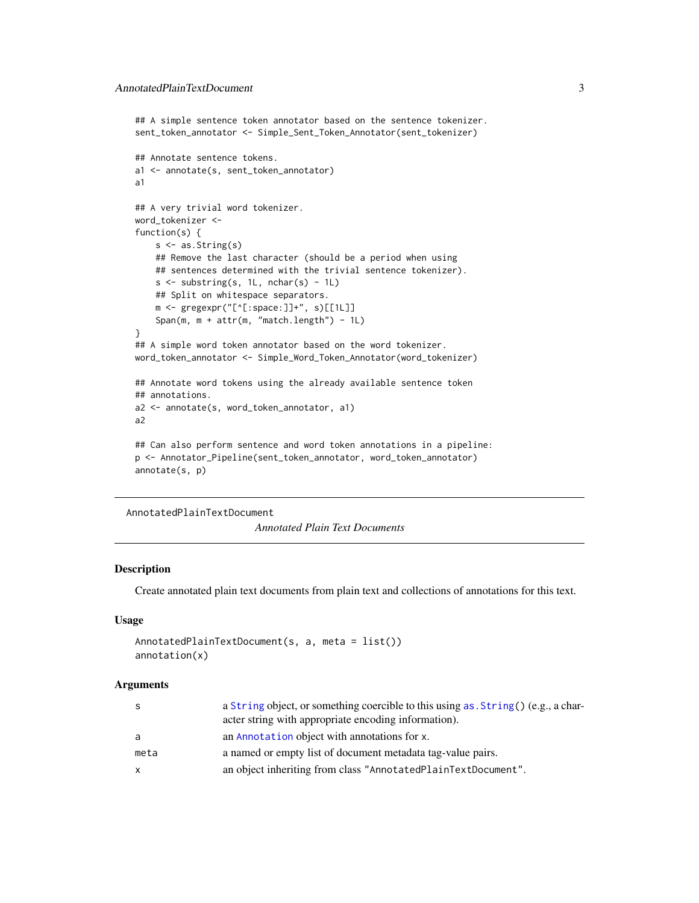```
## A simple sentence token annotator based on the sentence tokenizer.
sent_token_annotator <- Simple_Sent_Token_Annotator(sent_tokenizer)

## Annotate sentence tokens.
a1 <- annotate(s, sent_token_annotator)
a1

## A very trivial word tokenizer.
word_tokenizer <-
function(s) {
    s <- as.String(s)
    ## Remove the last character (should be a period when using
    ## sentences determined with the trivial sentence tokenizer).
    s <- substring(s, 1L, nchar(s) - 1L)
    ## Split on whitespace separators.
    m <- gregexpr("[^[:space:]]+", s)[[1L]]
    Span(m, m + attr(m, "match.length") - 1L)
}
## A simple word token annotator based on the word tokenizer.
word_token_annotator <- Simple_Word_Token_Annotator(word_tokenizer)

## Annotate word tokens using the already available sentence token
## annotations.
a2 <- annotate(s, word_token_annotator, a1)
a2

## Can also perform sentence and word token annotations in a pipeline:
p <- Annotator_Pipeline(sent_token_annotator, word_token_annotator)
annotate(s, p)
```

---

`AnnotatedPlainTextDocument` *Annotated Plain Text Documents*

---

### Description

Create annotated plain text documents from plain text and collections of annotations for this text.

### Usage

```
AnnotatedPlainTextDocument(s, a, meta = list())
annotation(x)
```

### Arguments

| | |
|---|---|
| `s` | a `String` object, or something coercible to this using `as.String()` (e.g., a character string with appropriate encoding information). |
| `a` | an `Annotation` object with annotations for `x`. |
| `meta` | a named or empty list of document metadata tag-value pairs. |
| `x` | an object inheriting from class `"AnnotatedPlainTextDocument"`. |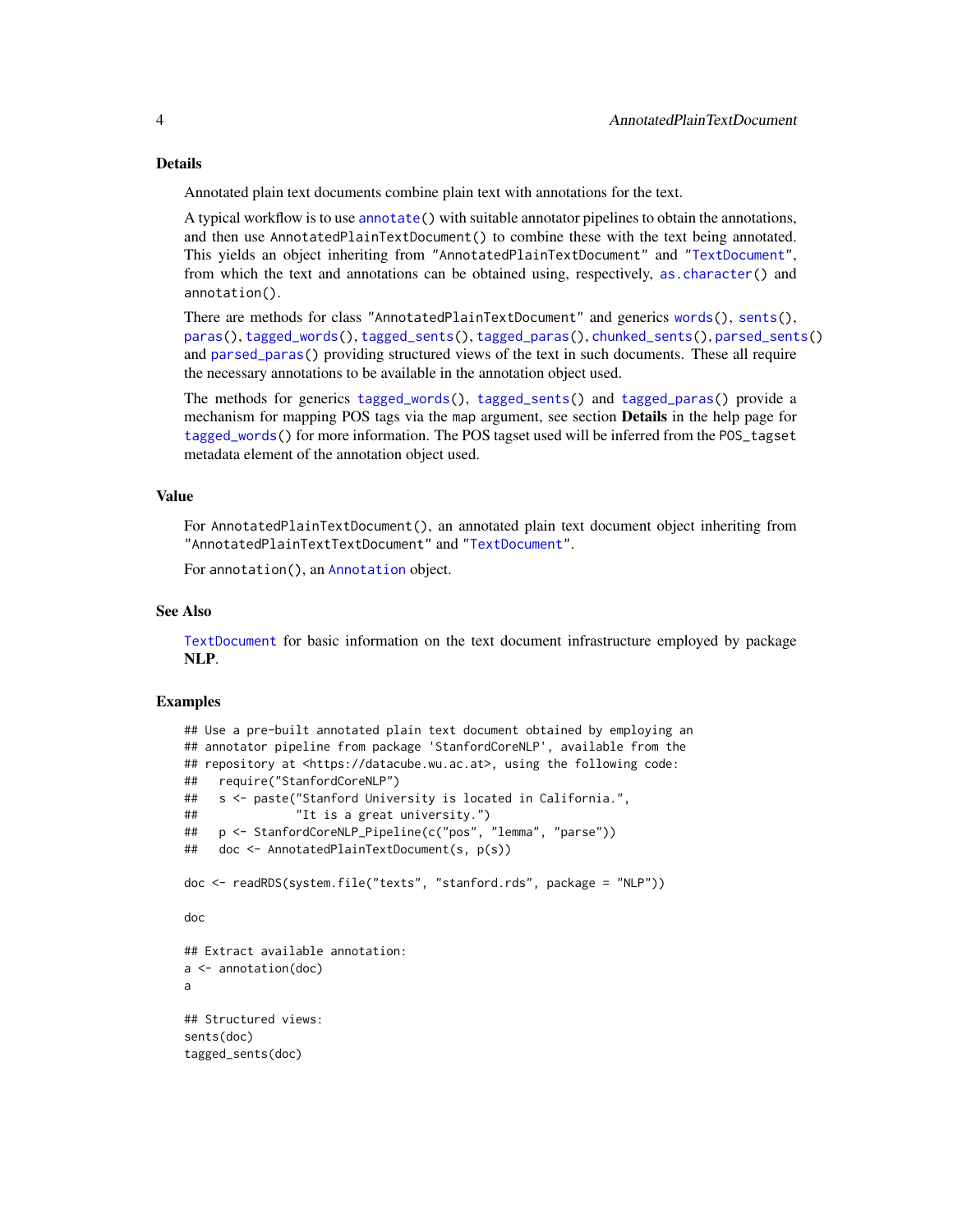### Details

Annotated plain text documents combine plain text with annotations for the text.

A typical workflow is to use `annotate()` with suitable annotator pipelines to obtain the annotations, and then use `AnnotatedPlainTextDocument()` to combine these with the text being annotated. This yields an object inheriting from `"AnnotatedPlainTextDocument"` and `"TextDocument"`, from which the text and annotations can be obtained using, respectively, `as.character()` and `annotation()`.

There are methods for class `"AnnotatedPlainTextDocument"` and generics `words()`, `sents()`, `paras()`, `tagged_words()`, `tagged_sents()`, `tagged_paras()`, `chunked_sents()`, `parsed_sents()` and `parsed_paras()` providing structured views of the text in such documents. These all require the necessary annotations to be available in the annotation object used.

The methods for generics `tagged_words()`, `tagged_sents()` and `tagged_paras()` provide a mechanism for mapping POS tags via the `map` argument, see section **Details** in the help page for `tagged_words()` for more information. The POS tagset used will be inferred from the `POS_tagset` metadata element of the annotation object used.

### Value

For `AnnotatedPlainTextDocument()`, an annotated plain text document object inheriting from `"AnnotatedPlainTextTextDocument"` and `"TextDocument"`.

For `annotation()`, an `Annotation` object.

### See Also

`TextDocument` for basic information on the text document infrastructure employed by package **NLP**.

### Examples

```
## Use a pre-built annotated plain text document obtained by employing an
## annotator pipeline from package 'StanfordCoreNLP', available from the
## repository at <https://datacube.wu.ac.at>, using the following code:
##   require("StanfordCoreNLP")
##   s <- paste("Stanford University is located in California.",
##              "It is a great university.")
##   p <- StanfordCoreNLP_Pipeline(c("pos", "lemma", "parse"))
##   doc <- AnnotatedPlainTextDocument(s, p(s))

doc <- readRDS(system.file("texts", "stanford.rds", package = "NLP"))

doc

## Extract available annotation:
a <- annotation(doc)
a

## Structured views:
sents(doc)
tagged_sents(doc)
```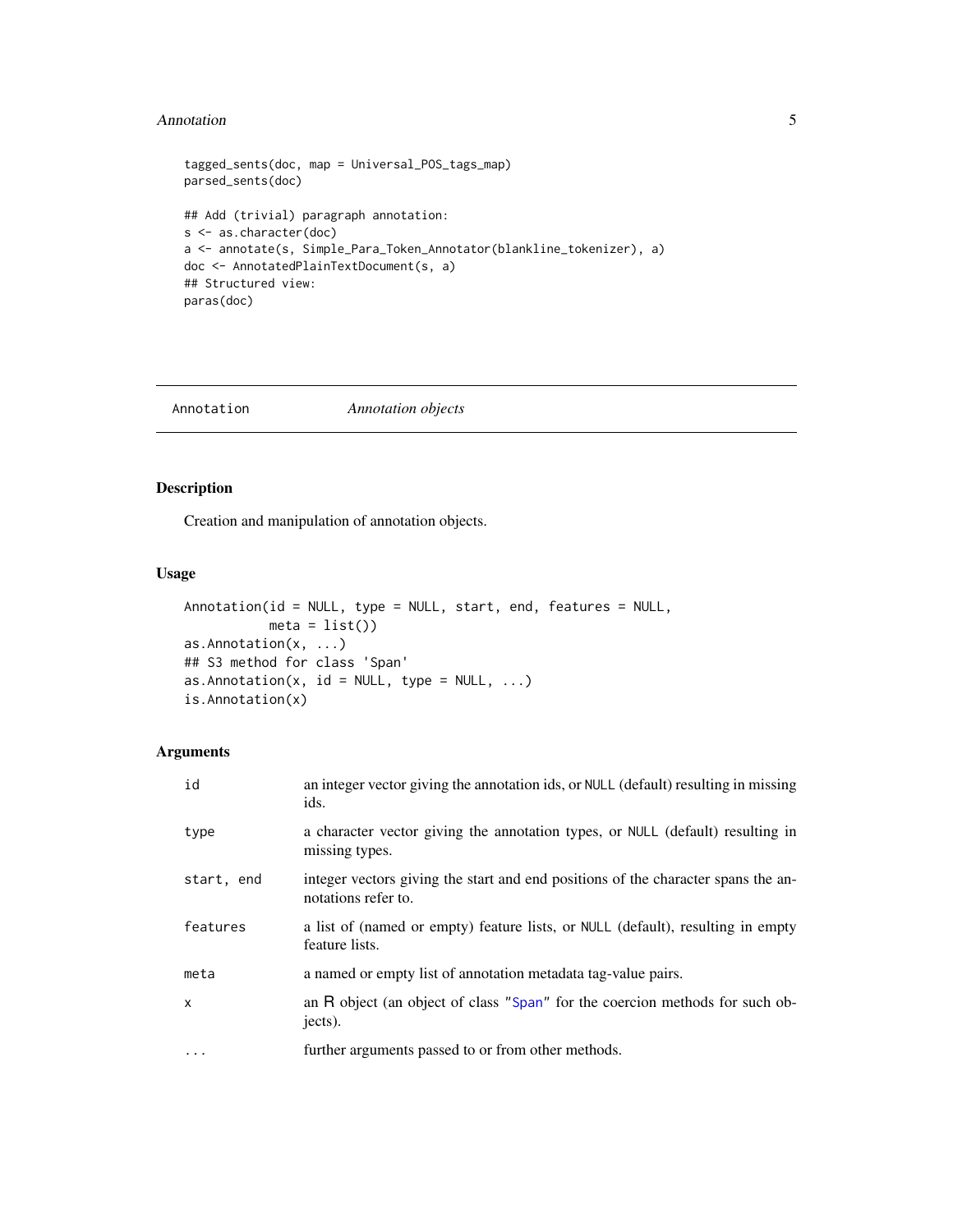```
tagged_sents(doc, map = Universal_POS_tags_map)
parsed_sents(doc)

## Add (trivial) paragraph annotation:
s <- as.character(doc)
a <- annotate(s, Simple_Para_Token_Annotator(blankline_tokenizer), a)
doc <- AnnotatedPlainTextDocument(s, a)
## Structured view:
paras(doc)
```

---

`Annotation` *Annotation objects*

---

## Description

Creation and manipulation of annotation objects.

## Usage

```
Annotation(id = NULL, type = NULL, start, end, features = NULL,
           meta = list())
as.Annotation(x, ...)
## S3 method for class 'Span'
as.Annotation(x, id = NULL, type = NULL, ...)
is.Annotation(x)
```

## Arguments

| | |
|---|---|
| `id` | an integer vector giving the annotation ids, or `NULL` (default) resulting in missing ids. |
| `type` | a character vector giving the annotation types, or `NULL` (default) resulting in missing types. |
| `start, end` | integer vectors giving the start and end positions of the character spans the annotations refer to. |
| `features` | a list of (named or empty) feature lists, or `NULL` (default), resulting in empty feature lists. |
| `meta` | a named or empty list of annotation metadata tag-value pairs. |
| `x` | an R object (an object of class "`Span`" for the coercion methods for such objects). |
| `...` | further arguments passed to or from other methods. |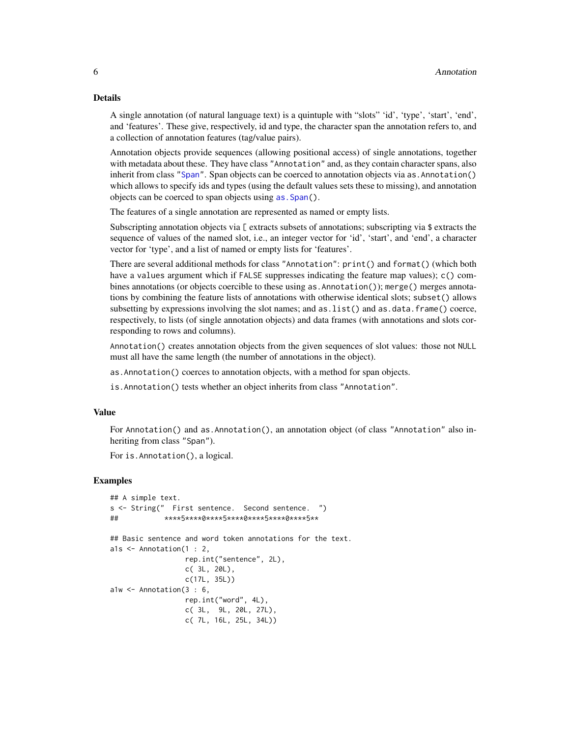## Details

A single annotation (of natural language text) is a quintuple with "slots" 'id', 'type', 'start', 'end', and 'features'. These give, respectively, id and type, the character span the annotation refers to, and a collection of annotation features (tag/value pairs).

Annotation objects provide sequences (allowing positional access) of single annotations, together with metadata about these. They have class "Annotation" and, as they contain character spans, also inherit from class "Span". Span objects can be coerced to annotation objects via `as.Annotation()` which allows to specify ids and types (using the default values sets these to missing), and annotation objects can be coerced to span objects using `as.Span()`.

The features of a single annotation are represented as named or empty lists.

Subscripting annotation objects via `[` extracts subsets of annotations; subscripting via `$` extracts the sequence of values of the named slot, i.e., an integer vector for 'id', 'start', and 'end', a character vector for 'type', and a list of named or empty lists for 'features'.

There are several additional methods for class "Annotation": `print()` and `format()` (which both have a `values` argument which if `FALSE` suppresses indicating the feature map values); `c()` combines annotations (or objects coercible to these using `as.Annotation()`); `merge()` merges annotations by combining the feature lists of annotations with otherwise identical slots; `subset()` allows subsetting by expressions involving the slot names; and `as.list()` and `as.data.frame()` coerce, respectively, to lists (of single annotation objects) and data frames (with annotations and slots corresponding to rows and columns).

`Annotation()` creates annotation objects from the given sequences of slot values: those not `NULL` must all have the same length (the number of annotations in the object).

`as.Annotation()` coerces to annotation objects, with a method for span objects.

`is.Annotation()` tests whether an object inherits from class "Annotation".

## Value

For `Annotation()` and `as.Annotation()`, an annotation object (of class "Annotation" also inheriting from class "Span").

For `is.Annotation()`, a logical.

## Examples

```
## A simple text.
s <- String("  First sentence.  Second sentence.  ")
##           ****5****0****5****0****5****0****5**

## Basic sentence and word token annotations for the text.
a1s <- Annotation(1 : 2,
                  rep.int("sentence", 2L),
                  c( 3L, 20L),
                  c(17L, 35L))
a1w <- Annotation(3 : 6,
                  rep.int("word", 4L),
                  c( 3L,  9L, 20L, 27L),
                  c( 7L, 16L, 25L, 34L))
```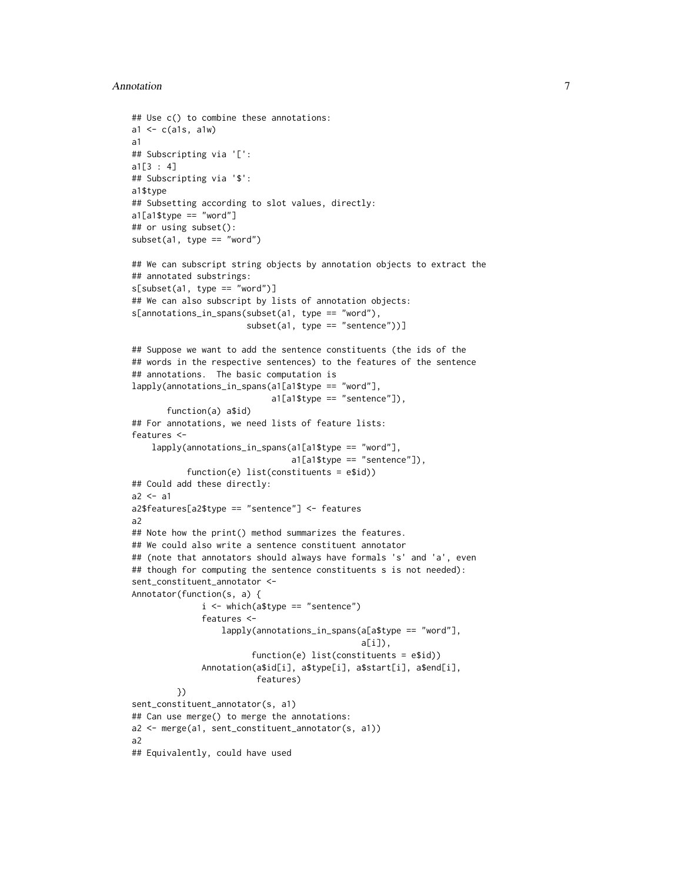```
## Use c() to combine these annotations:
a1 <- c(a1s, a1w)
a1
## Subscripting via '[':
a1[3 : 4]
## Subscripting via '$':
a1$type
## Subsetting according to slot values, directly:
a1[a1$type == "word"]
## or using subset():
subset(a1, type == "word")

## We can subscript string objects by annotation objects to extract the
## annotated substrings:
s[subset(a1, type == "word")]
## We can also subscript by lists of annotation objects:
s[annotations_in_spans(subset(a1, type == "word"),
                       subset(a1, type == "sentence"))]

## Suppose we want to add the sentence constituents (the ids of the
## words in the respective sentences) to the features of the sentence
## annotations.  The basic computation is
lapply(annotations_in_spans(a1[a1$type == "word"],
                            a1[a1$type == "sentence"]),
       function(a) a$id)
## For annotations, we need lists of feature lists:
features <-
    lapply(annotations_in_spans(a1[a1$type == "word"],
                                a1[a1$type == "sentence"]),
           function(e) list(constituents = e$id))
## Could add these directly:
a2 <- a1
a2$features[a2$type == "sentence"] <- features
a2
## Note how the print() method summarizes the features.
## We could also write a sentence constituent annotator
## (note that annotators should always have formals 's' and 'a', even
## though for computing the sentence constituents s is not needed):
sent_constituent_annotator <-
Annotator(function(s, a) {
              i <- which(a$type == "sentence")
              features <-
                  lapply(annotations_in_spans(a[a$type == "word"],
                                              a[i]),
                         function(e) list(constituents = e$id))
              Annotation(a$id[i], a$type[i], a$start[i], a$end[i],
                         features)
          })
sent_constituent_annotator(s, a1)
## Can use merge() to merge the annotations:
a2 <- merge(a1, sent_constituent_annotator(s, a1))
a2
## Equivalently, could have used
```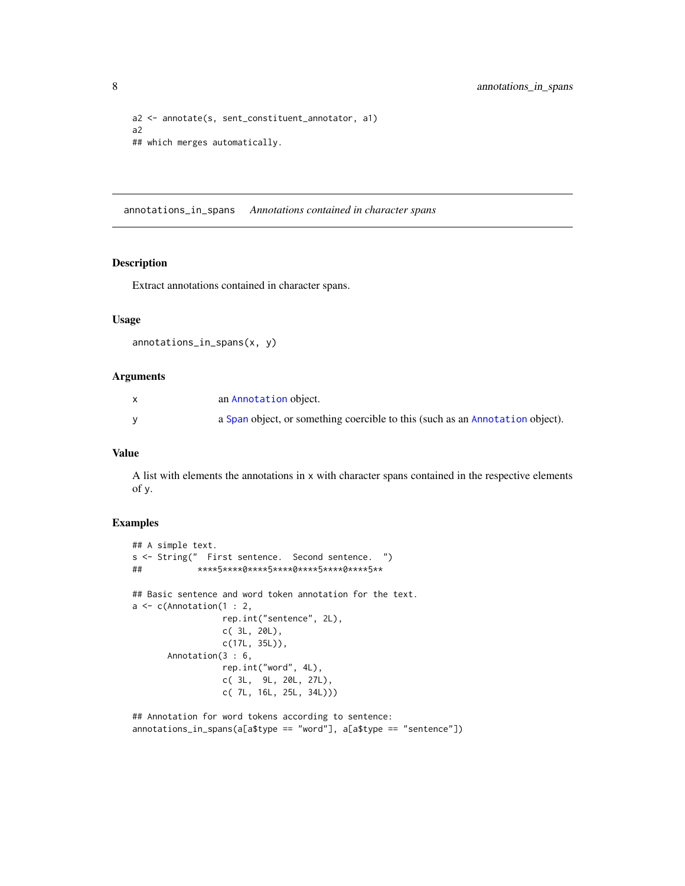```
a2 <- annotate(s, sent_constituent_annotator, a1)
a2
## which merges automatically.
```

---

annotations_in_spans    *Annotations contained in character spans*

---

### Description

Extract annotations contained in character spans.

### Usage

```
annotations_in_spans(x, y)
```

### Arguments

| | |
|---|---|
| x | an Annotation object. |
| y | a Span object, or something coercible to this (such as an Annotation object). |

### Value

A list with elements the annotations in x with character spans contained in the respective elements of y.

### Examples

```
## A simple text.
s <- String("  First sentence.  Second sentence.  ")
##           ****5****0****5****0****5****0****5**

## Basic sentence and word token annotation for the text.
a <- c(Annotation(1 : 2,
                  rep.int("sentence", 2L),
                  c( 3L, 20L),
                  c(17L, 35L)),
       Annotation(3 : 6,
                  rep.int("word", 4L),
                  c( 3L,  9L, 20L, 27L),
                  c( 7L, 16L, 25L, 34L)))

## Annotation for word tokens according to sentence:
annotations_in_spans(a[a$type == "word"], a[a$type == "sentence"])
```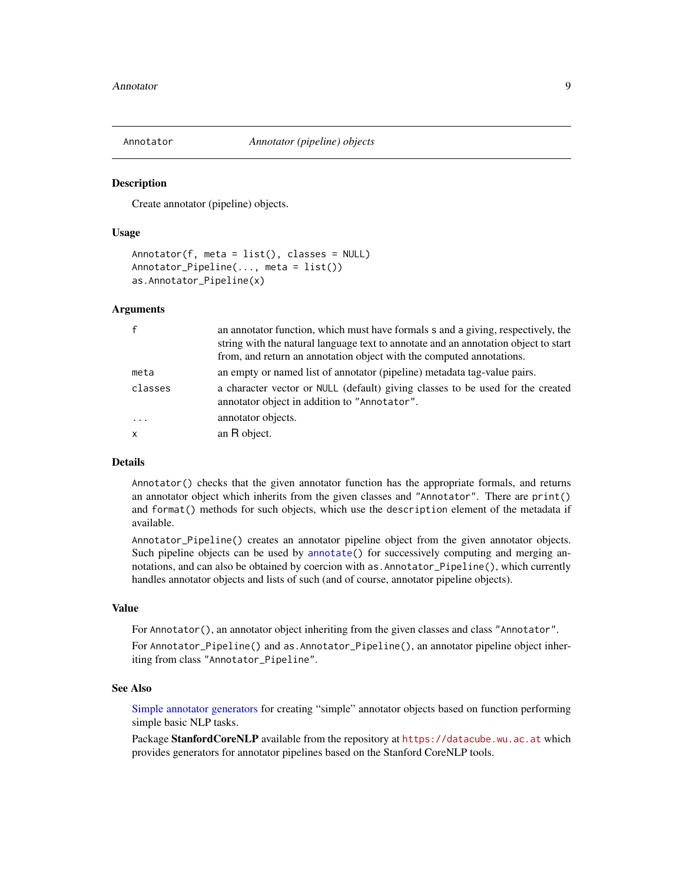## Annotator — *Annotator (pipeline) objects*

### Description

Create annotator (pipeline) objects.

### Usage

```
Annotator(f, meta = list(), classes = NULL)
Annotator_Pipeline(..., meta = list())
as.Annotator_Pipeline(x)
```

### Arguments

| | |
|---|---|
| `f` | an annotator function, which must have formals `s` and `a` giving, respectively, the string with the natural language text to annotate and an annotation object to start from, and return an annotation object with the computed annotations. |
| `meta` | an empty or named list of annotator (pipeline) metadata tag-value pairs. |
| `classes` | a character vector or `NULL` (default) giving classes to be used for the created annotator object in addition to `"Annotator"`. |
| `...` | annotator objects. |
| `x` | an R object. |

### Details

`Annotator()` checks that the given annotator function has the appropriate formals, and returns an annotator object which inherits from the given classes and `"Annotator"`. There are `print()` and `format()` methods for such objects, which use the `description` element of the metadata if available.

`Annotator_Pipeline()` creates an annotator pipeline object from the given annotator objects. Such pipeline objects can be used by `annotate()` for successively computing and merging annotations, and can also be obtained by coercion with `as.Annotator_Pipeline()`, which currently handles annotator objects and lists of such (and of course, annotator pipeline objects).

### Value

For `Annotator()`, an annotator object inheriting from the given classes and class `"Annotator"`.

For `Annotator_Pipeline()` and `as.Annotator_Pipeline()`, an annotator pipeline object inheriting from class `"Annotator_Pipeline"`.

### See Also

Simple annotator generators for creating "simple" annotator objects based on function performing simple basic NLP tasks.

Package **StanfordCoreNLP** available from the repository at `https://datacube.wu.ac.at` which provides generators for annotator pipelines based on the Stanford CoreNLP tools.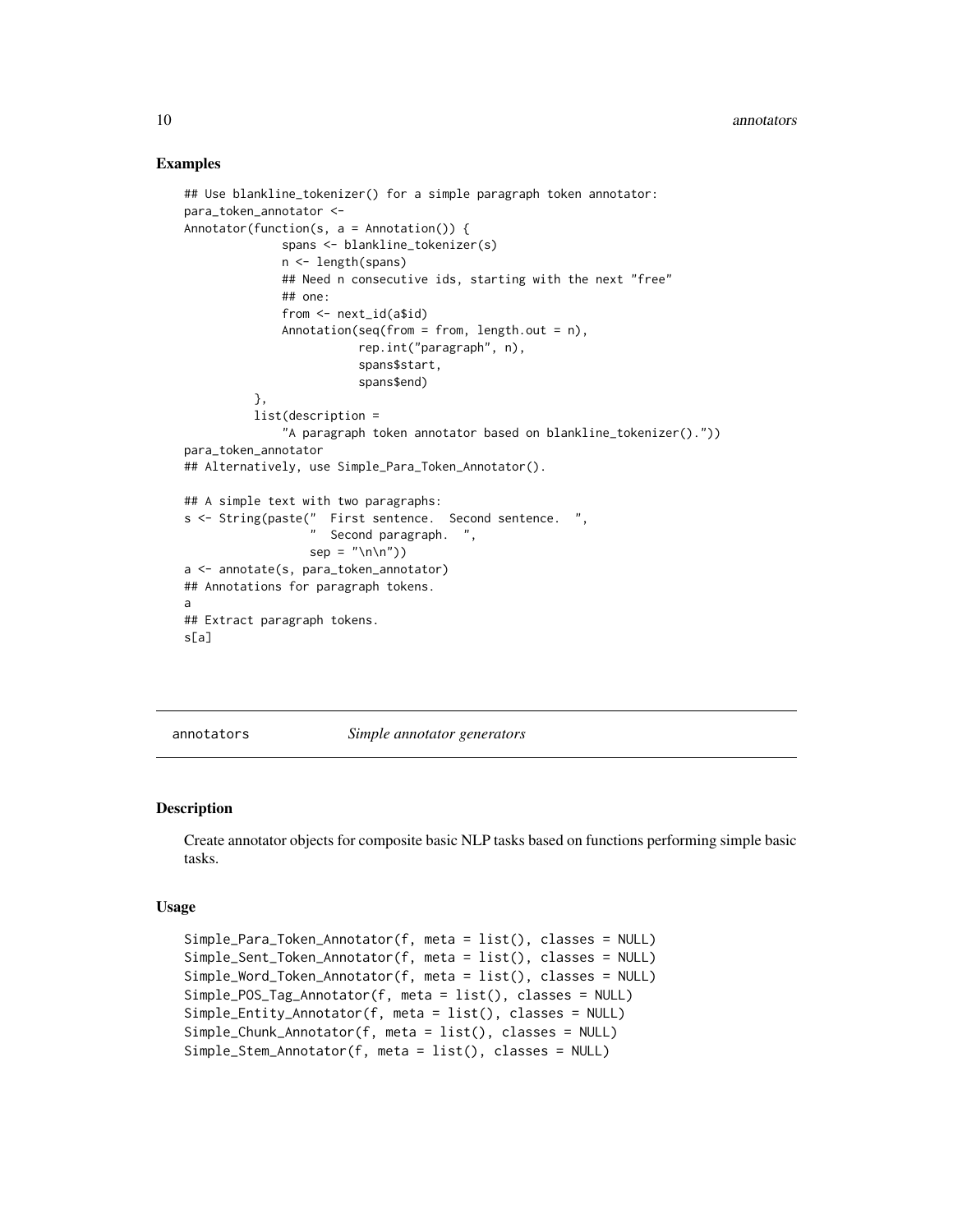## Examples

```
## Use blankline_tokenizer() for a simple paragraph token annotator:
para_token_annotator <-
Annotator(function(s, a = Annotation()) {
              spans <- blankline_tokenizer(s)
              n <- length(spans)
              ## Need n consecutive ids, starting with the next "free"
              ## one:
              from <- next_id(a$id)
              Annotation(seq(from = from, length.out = n),
                         rep.int("paragraph", n),
                         spans$start,
                         spans$end)
          },
          list(description =
              "A paragraph token annotator based on blankline_tokenizer()."))
para_token_annotator
## Alternatively, use Simple_Para_Token_Annotator().

## A simple text with two paragraphs:
s <- String(paste("  First sentence.  Second sentence.  ",
                  "  Second paragraph.  ",
                  sep = "\n\n"))
a <- annotate(s, para_token_annotator)
## Annotations for paragraph tokens.
a
## Extract paragraph tokens.
s[a]
```

---

annotators *Simple annotator generators*

---

## Description

Create annotator objects for composite basic NLP tasks based on functions performing simple basic tasks.

## Usage

```
Simple_Para_Token_Annotator(f, meta = list(), classes = NULL)
Simple_Sent_Token_Annotator(f, meta = list(), classes = NULL)
Simple_Word_Token_Annotator(f, meta = list(), classes = NULL)
Simple_POS_Tag_Annotator(f, meta = list(), classes = NULL)
Simple_Entity_Annotator(f, meta = list(), classes = NULL)
Simple_Chunk_Annotator(f, meta = list(), classes = NULL)
Simple_Stem_Annotator(f, meta = list(), classes = NULL)
```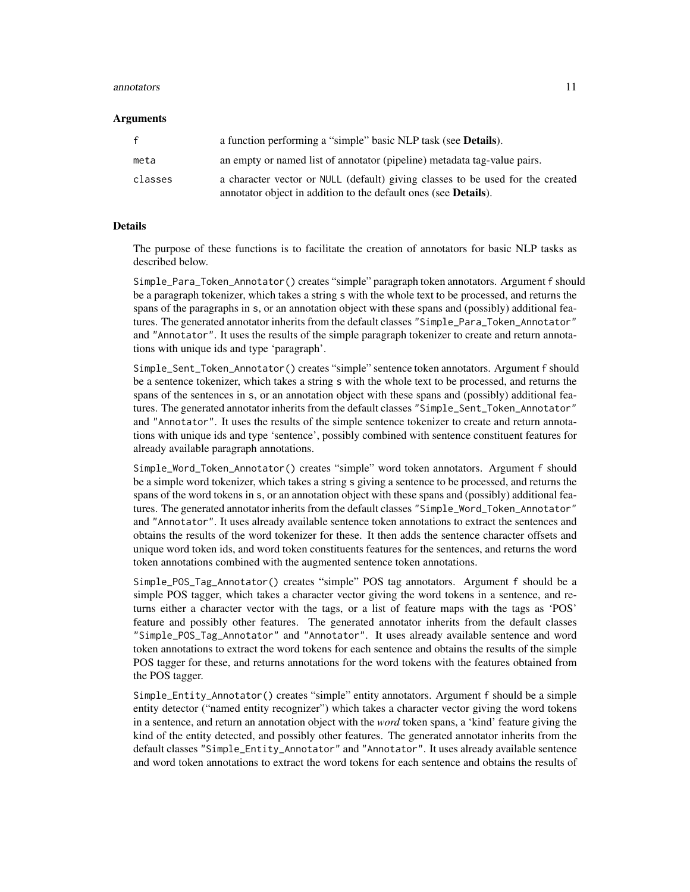### Arguments

| | |
|---|---|
| `f` | a function performing a "simple" basic NLP task (see **Details**). |
| `meta` | an empty or named list of annotator (pipeline) metadata tag-value pairs. |
| `classes` | a character vector or `NULL` (default) giving classes to be used for the created annotator object in addition to the default ones (see **Details**). |

### Details

The purpose of these functions is to facilitate the creation of annotators for basic NLP tasks as described below.

`Simple_Para_Token_Annotator()` creates "simple" paragraph token annotators. Argument `f` should be a paragraph tokenizer, which takes a string `s` with the whole text to be processed, and returns the spans of the paragraphs in `s`, or an annotation object with these spans and (possibly) additional features. The generated annotator inherits from the default classes `"Simple_Para_Token_Annotator"` and `"Annotator"`. It uses the results of the simple paragraph tokenizer to create and return annotations with unique ids and type 'paragraph'.

`Simple_Sent_Token_Annotator()` creates "simple" sentence token annotators. Argument `f` should be a sentence tokenizer, which takes a string `s` with the whole text to be processed, and returns the spans of the sentences in `s`, or an annotation object with these spans and (possibly) additional features. The generated annotator inherits from the default classes `"Simple_Sent_Token_Annotator"` and `"Annotator"`. It uses the results of the simple sentence tokenizer to create and return annotations with unique ids and type 'sentence', possibly combined with sentence constituent features for already available paragraph annotations.

`Simple_Word_Token_Annotator()` creates "simple" word token annotators. Argument `f` should be a simple word tokenizer, which takes a string `s` giving a sentence to be processed, and returns the spans of the word tokens in `s`, or an annotation object with these spans and (possibly) additional features. The generated annotator inherits from the default classes `"Simple_Word_Token_Annotator"` and `"Annotator"`. It uses already available sentence token annotations to extract the sentences and obtains the results of the word tokenizer for these. It then adds the sentence character offsets and unique word token ids, and word token constituents features for the sentences, and returns the word token annotations combined with the augmented sentence token annotations.

`Simple_POS_Tag_Annotator()` creates "simple" POS tag annotators. Argument `f` should be a simple POS tagger, which takes a character vector giving the word tokens in a sentence, and returns either a character vector with the tags, or a list of feature maps with the tags as 'POS' feature and possibly other features. The generated annotator inherits from the default classes `"Simple_POS_Tag_Annotator"` and `"Annotator"`. It uses already available sentence and word token annotations to extract the word tokens for each sentence and obtains the results of the simple POS tagger for these, and returns annotations for the word tokens with the features obtained from the POS tagger.

`Simple_Entity_Annotator()` creates "simple" entity annotators. Argument `f` should be a simple entity detector ("named entity recognizer") which takes a character vector giving the word tokens in a sentence, and return an annotation object with the *word* token spans, a 'kind' feature giving the kind of the entity detected, and possibly other features. The generated annotator inherits from the default classes `"Simple_Entity_Annotator"` and `"Annotator"`. It uses already available sentence and word token annotations to extract the word tokens for each sentence and obtains the results of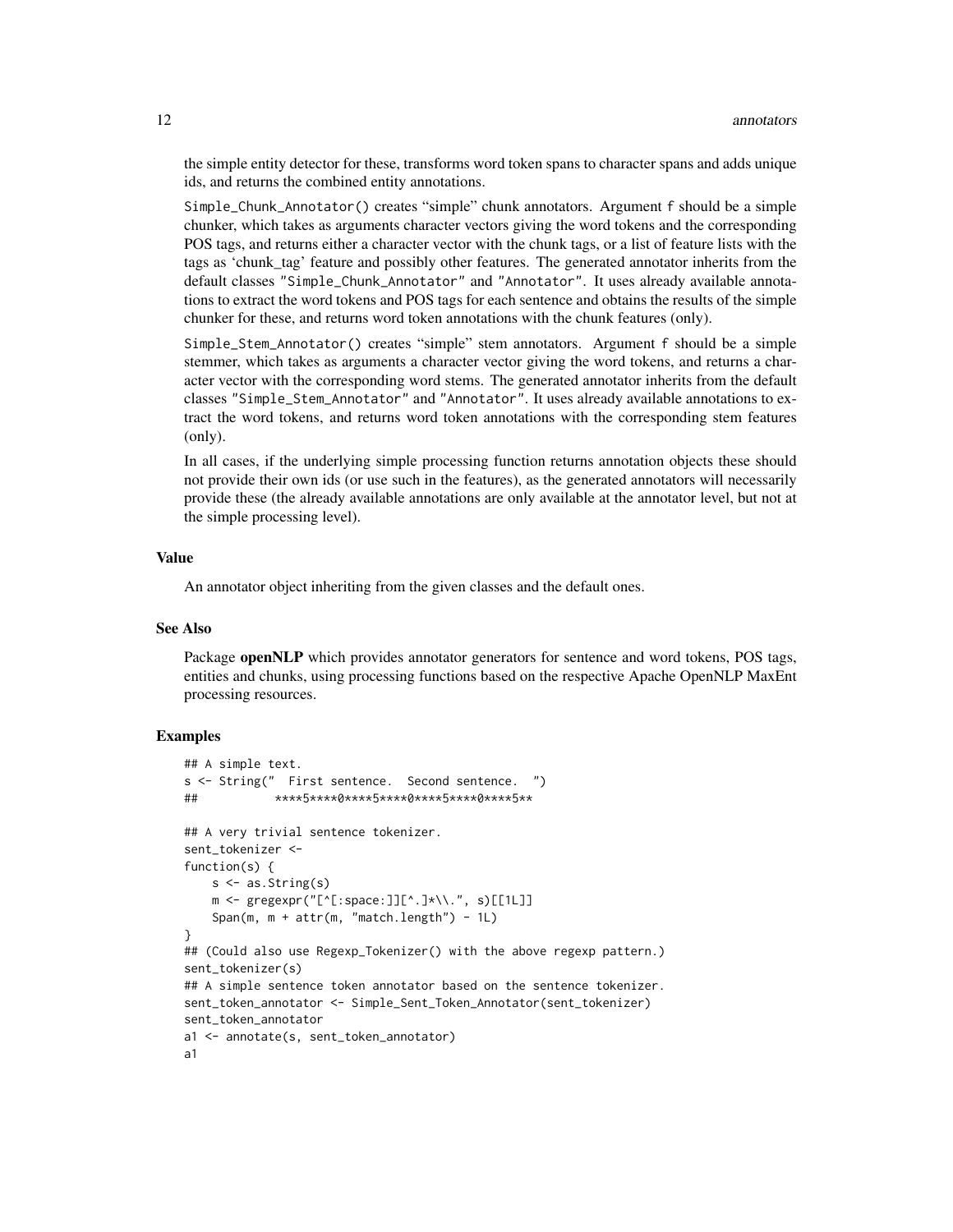the simple entity detector for these, transforms word token spans to character spans and adds unique ids, and returns the combined entity annotations.

`Simple_Chunk_Annotator()` creates "simple" chunk annotators. Argument `f` should be a simple chunker, which takes as arguments character vectors giving the word tokens and the corresponding POS tags, and returns either a character vector with the chunk tags, or a list of feature lists with the tags as 'chunk_tag' feature and possibly other features. The generated annotator inherits from the default classes `"Simple_Chunk_Annotator"` and `"Annotator"`. It uses already available annotations to extract the word tokens and POS tags for each sentence and obtains the results of the simple chunker for these, and returns word token annotations with the chunk features (only).

`Simple_Stem_Annotator()` creates "simple" stem annotators. Argument `f` should be a simple stemmer, which takes as arguments a character vector giving the word tokens, and returns a character vector with the corresponding word stems. The generated annotator inherits from the default classes `"Simple_Stem_Annotator"` and `"Annotator"`. It uses already available annotations to extract the word tokens, and returns word token annotations with the corresponding stem features (only).

In all cases, if the underlying simple processing function returns annotation objects these should not provide their own ids (or use such in the features), as the generated annotators will necessarily provide these (the already available annotations are only available at the annotator level, but not at the simple processing level).

### Value

An annotator object inheriting from the given classes and the default ones.

### See Also

Package **openNLP** which provides annotator generators for sentence and word tokens, POS tags, entities and chunks, using processing functions based on the respective Apache OpenNLP MaxEnt processing resources.

### Examples

```
## A simple text.
s <- String("  First sentence.  Second sentence.  ")
##           ****5****0****5****0****5****0****5**

## A very trivial sentence tokenizer.
sent_tokenizer <-
function(s) {
    s <- as.String(s)
    m <- gregexpr("[^[:space:]][^.]*\\.", s)[[1L]]
    Span(m, m + attr(m, "match.length") - 1L)
}
## (Could also use Regexp_Tokenizer() with the above regexp pattern.)
sent_tokenizer(s)
## A simple sentence token annotator based on the sentence tokenizer.
sent_token_annotator <- Simple_Sent_Token_Annotator(sent_tokenizer)
sent_token_annotator
a1 <- annotate(s, sent_token_annotator)
a1
```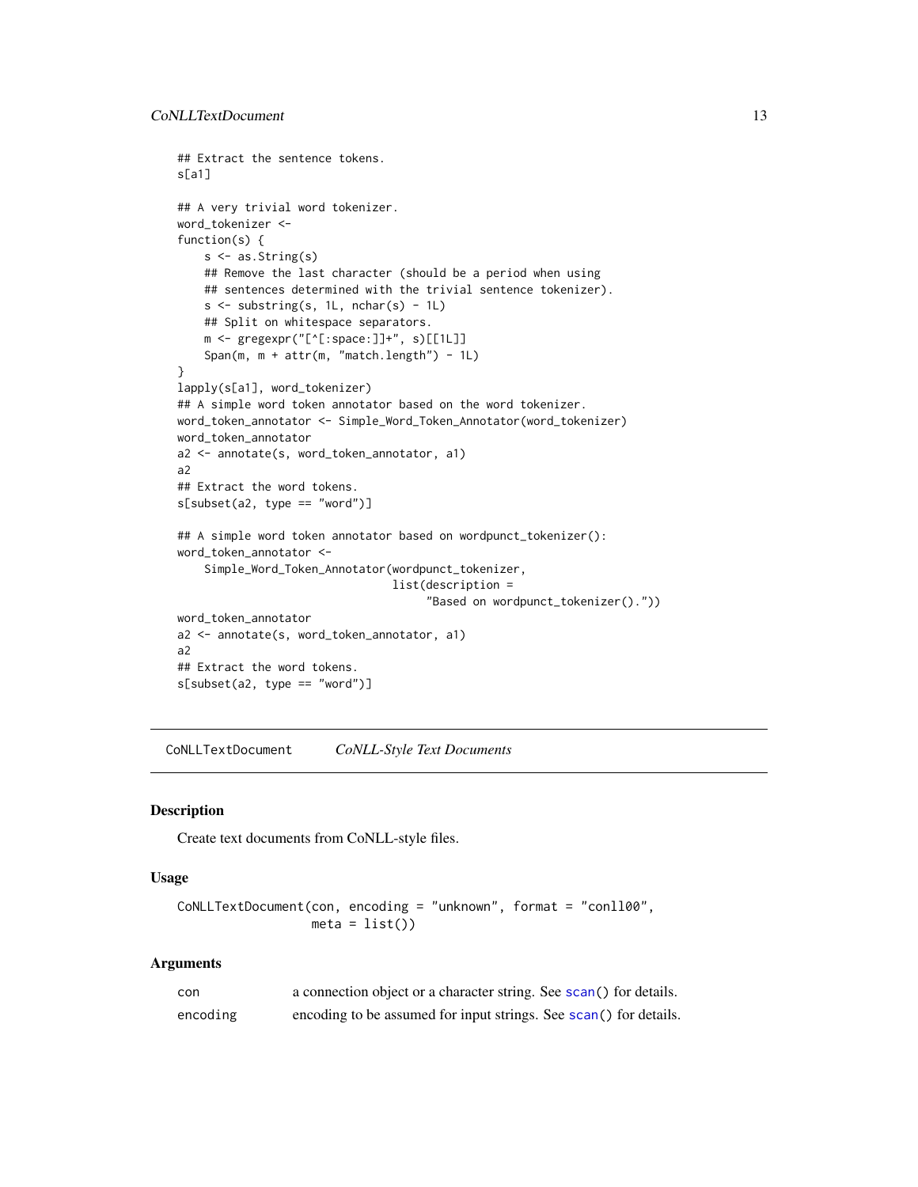```
## Extract the sentence tokens.
s[a1]

## A very trivial word tokenizer.
word_tokenizer <-
function(s) {
    s <- as.String(s)
    ## Remove the last character (should be a period when using
    ## sentences determined with the trivial sentence tokenizer).
    s <- substring(s, 1L, nchar(s) - 1L)
    ## Split on whitespace separators.
    m <- gregexpr("[^[:space:]]+", s)[[1L]]
    Span(m, m + attr(m, "match.length") - 1L)
}
lapply(s[a1], word_tokenizer)
## A simple word token annotator based on the word tokenizer.
word_token_annotator <- Simple_Word_Token_Annotator(word_tokenizer)
word_token_annotator
a2 <- annotate(s, word_token_annotator, a1)
a2
## Extract the word tokens.
s[subset(a2, type == "word")]

## A simple word token annotator based on wordpunct_tokenizer():
word_token_annotator <-
    Simple_Word_Token_Annotator(wordpunct_tokenizer,
                                list(description =
                                     "Based on wordpunct_tokenizer()."))
word_token_annotator
a2 <- annotate(s, word_token_annotator, a1)
a2
## Extract the word tokens.
s[subset(a2, type == "word")]
```

---

## CoNLLTextDocument — *CoNLL-Style Text Documents*

### Description

Create text documents from CoNLL-style files.

### Usage

```
CoNLLTextDocument(con, encoding = "unknown", format = "conll00",
                  meta = list())
```

### Arguments

| | |
|---|---|
| `con` | a connection object or a character string. See `scan()` for details. |
| `encoding` | encoding to be assumed for input strings. See `scan()` for details. |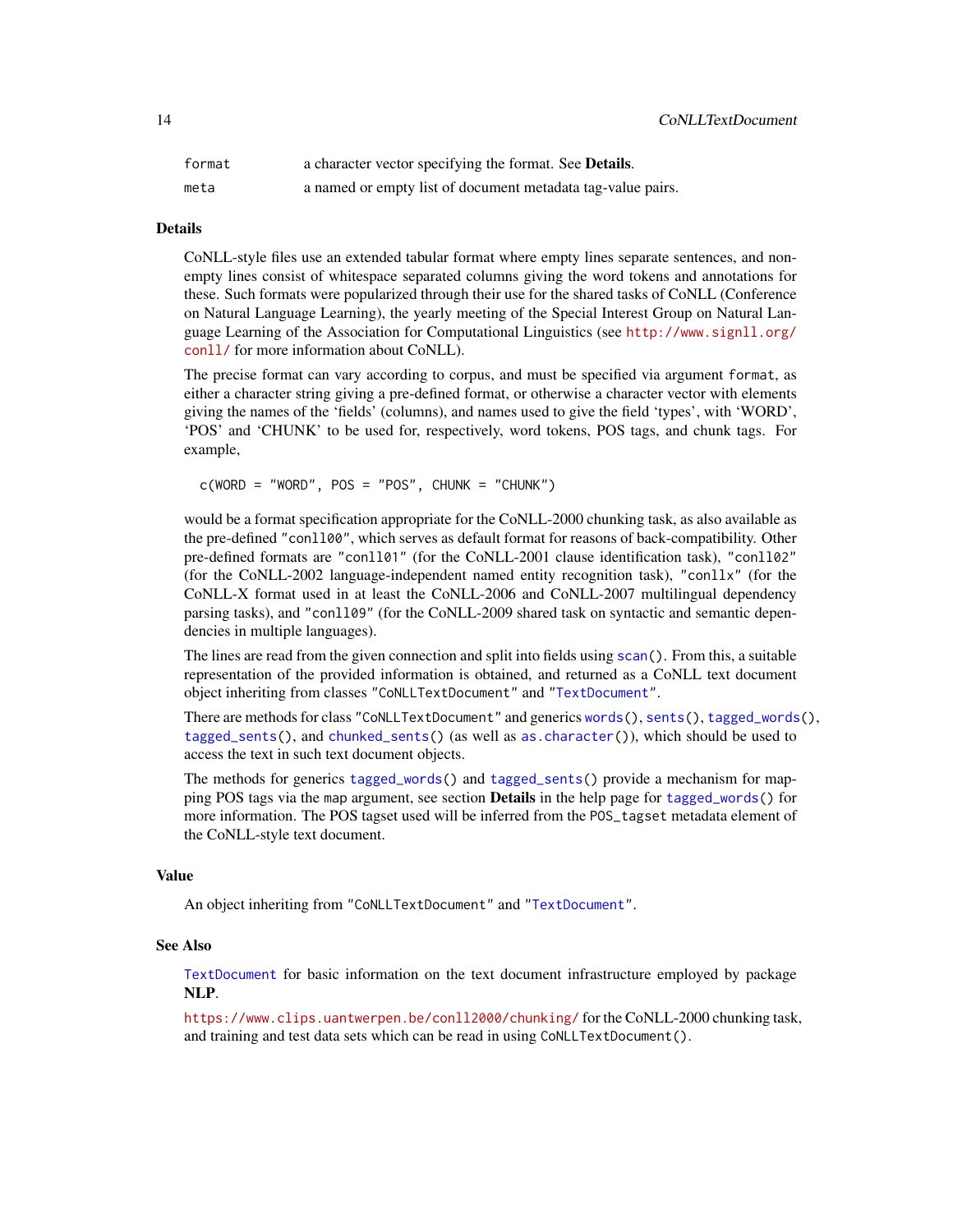| | |
|---|---|
| `format` | a character vector specifying the format. See **Details**. |
| `meta` | a named or empty list of document metadata tag-value pairs. |

### Details

CoNLL-style files use an extended tabular format where empty lines separate sentences, and non-empty lines consist of whitespace separated columns giving the word tokens and annotations for these. Such formats were popularized through their use for the shared tasks of CoNLL (Conference on Natural Language Learning), the yearly meeting of the Special Interest Group on Natural Language Learning of the Association for Computational Linguistics (see http://www.signll.org/conll/ for more information about CoNLL).

The precise format can vary according to corpus, and must be specified via argument `format`, as either a character string giving a pre-defined format, or otherwise a character vector with elements giving the names of the 'fields' (columns), and names used to give the field 'types', with 'WORD', 'POS' and 'CHUNK' to be used for, respectively, word tokens, POS tags, and chunk tags. For example,

```
c(WORD = "WORD", POS = "POS", CHUNK = "CHUNK")
```

would be a format specification appropriate for the CoNLL-2000 chunking task, as also available as the pre-defined `"conll00"`, which serves as default format for reasons of back-compatibility. Other pre-defined formats are `"conll01"` (for the CoNLL-2001 clause identification task), `"conll02"` (for the CoNLL-2002 language-independent named entity recognition task), `"conllx"` (for the CoNLL-X format used in at least the CoNLL-2006 and CoNLL-2007 multilingual dependency parsing tasks), and `"conll09"` (for the CoNLL-2009 shared task on syntactic and semantic dependencies in multiple languages).

The lines are read from the given connection and split into fields using `scan()`. From this, a suitable representation of the provided information is obtained, and returned as a CoNLL text document object inheriting from classes `"CoNLLTextDocument"` and `"TextDocument"`.

There are methods for class `"CoNLLTextDocument"` and generics `words()`, `sents()`, `tagged_words()`, `tagged_sents()`, and `chunked_sents()` (as well as `as.character()`), which should be used to access the text in such text document objects.

The methods for generics `tagged_words()` and `tagged_sents()` provide a mechanism for mapping POS tags via the `map` argument, see section **Details** in the help page for `tagged_words()` for more information. The POS tagset used will be inferred from the `POS_tagset` metadata element of the CoNLL-style text document.

### Value

An object inheriting from `"CoNLLTextDocument"` and `"TextDocument"`.

### See Also

`TextDocument` for basic information on the text document infrastructure employed by package **NLP**.

https://www.clips.uantwerpen.be/conll2000/chunking/ for the CoNLL-2000 chunking task, and training and test data sets which can be read in using `CoNLLTextDocument()`.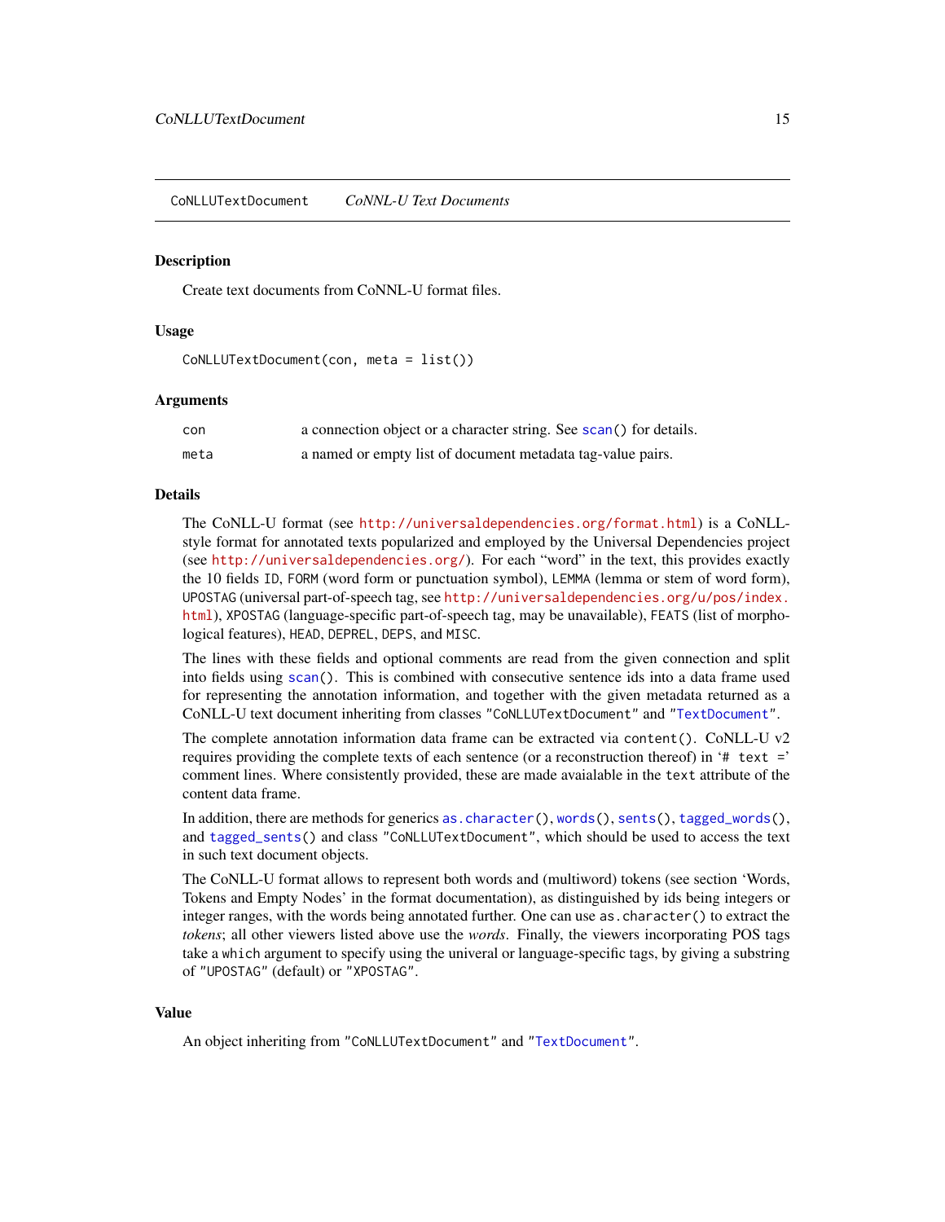## CoNLLUTextDocument    *CoNNL-U Text Documents*

### Description

Create text documents from CoNNL-U format files.

### Usage

```
CoNLLUTextDocument(con, meta = list())
```

### Arguments

| | |
|---|---|
| `con` | a connection object or a character string. See `scan()` for details. |
| `meta` | a named or empty list of document metadata tag-value pairs. |

### Details

The CoNLL-U format (see http://universaldependencies.org/format.html) is a CoNLL-style format for annotated texts popularized and employed by the Universal Dependencies project (see http://universaldependencies.org/). For each "word" in the text, this provides exactly the 10 fields `ID`, `FORM` (word form or punctuation symbol), `LEMMA` (lemma or stem of word form), `UPOSTAG` (universal part-of-speech tag, see http://universaldependencies.org/u/pos/index.html), `XPOSTAG` (language-specific part-of-speech tag, may be unavailable), `FEATS` (list of morphological features), `HEAD`, `DEPREL`, `DEPS`, and `MISC`.

The lines with these fields and optional comments are read from the given connection and split into fields using `scan()`. This is combined with consecutive sentence ids into a data frame used for representing the annotation information, and together with the given metadata returned as a CoNLL-U text document inheriting from classes `"CoNLLUTextDocument"` and `"TextDocument"`.

The complete annotation information data frame can be extracted via `content()`. CoNLL-U v2 requires providing the complete texts of each sentence (or a reconstruction thereof) in '`# text =`' comment lines. Where consistently provided, these are made avaialable in the `text` attribute of the content data frame.

In addition, there are methods for generics `as.character()`, `words()`, `sents()`, `tagged_words()`, and `tagged_sents()` and class `"CoNLLUTextDocument"`, which should be used to access the text in such text document objects.

The CoNLL-U format allows to represent both words and (multiword) tokens (see section 'Words, Tokens and Empty Nodes' in the format documentation), as distinguished by ids being integers or integer ranges, with the words being annotated further. One can use `as.character()` to extract the *tokens*; all other viewers listed above use the *words*. Finally, the viewers incorporating POS tags take a `which` argument to specify using the univeral or language-specific tags, by giving a substring of `"UPOSTAG"` (default) or `"XPOSTAG"`.

### Value

An object inheriting from `"CoNLLUTextDocument"` and `"TextDocument"`.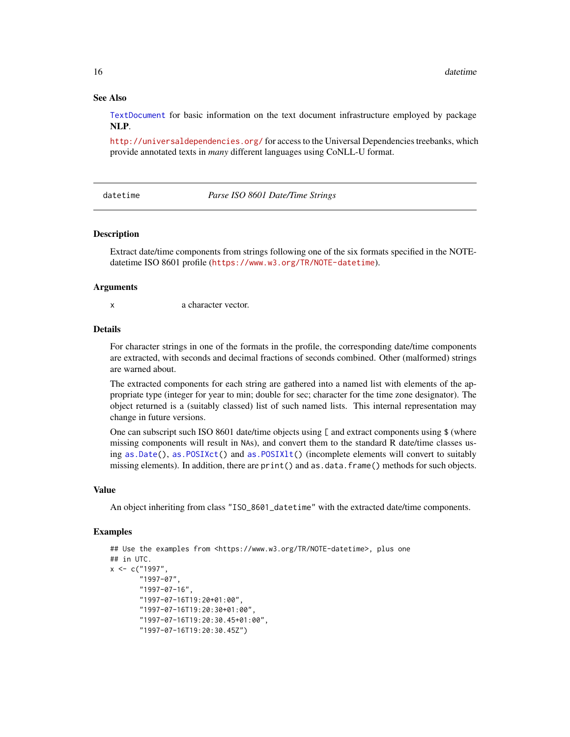## See Also

`TextDocument` for basic information on the text document infrastructure employed by package **NLP**.

`http://universaldependencies.org/` for access to the Universal Dependencies treebanks, which provide annotated texts in *many* different languages using CoNLL-U format.

---

# datetime — *Parse ISO 8601 Date/Time Strings*

---

### Description

Extract date/time components from strings following one of the six formats specified in the NOTE-datetime ISO 8601 profile (`https://www.w3.org/TR/NOTE-datetime`).

### Arguments

| | |
|---|---|
| `x` | a character vector. |

### Details

For character strings in one of the formats in the profile, the corresponding date/time components are extracted, with seconds and decimal fractions of seconds combined. Other (malformed) strings are warned about.

The extracted components for each string are gathered into a named list with elements of the appropriate type (integer for year to min; double for sec; character for the time zone designator). The object returned is a (suitably classed) list of such named lists. This internal representation may change in future versions.

One can subscript such ISO 8601 date/time objects using `[` and extract components using `$` (where missing components will result in `NA`s), and convert them to the standard R date/time classes using `as.Date()`, `as.POSIXct()` and `as.POSIXlt()` (incomplete elements will convert to suitably missing elements). In addition, there are `print()` and `as.data.frame()` methods for such objects.

### Value

An object inheriting from class `"ISO_8601_datetime"` with the extracted date/time components.

### Examples

```
## Use the examples from <https://www.w3.org/TR/NOTE-datetime>, plus one
## in UTC.
x <- c("1997",
       "1997-07",
       "1997-07-16",
       "1997-07-16T19:20+01:00",
       "1997-07-16T19:20:30+01:00",
       "1997-07-16T19:20:30.45+01:00",
       "1997-07-16T19:20:30.45Z")
```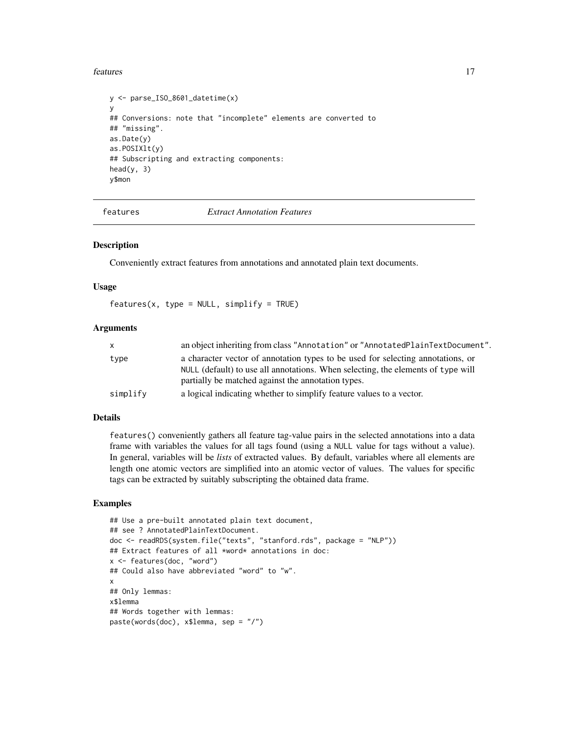```
y <- parse_ISO_8601_datetime(x)
y
## Conversions: note that "incomplete" elements are converted to
## "missing".
as.Date(y)
as.POSIXlt(y)
## Subscripting and extracting components:
head(y, 3)
y$mon
```

## features — *Extract Annotation Features*

### Description

Conveniently extract features from annotations and annotated plain text documents.

### Usage

```
features(x, type = NULL, simplify = TRUE)
```

### Arguments

| | |
|---|---|
| `x` | an object inheriting from class `"Annotation"` or `"AnnotatedPlainTextDocument"`. |
| `type` | a character vector of annotation types to be used for selecting annotations, or `NULL` (default) to use all annotations. When selecting, the elements of `type` will partially be matched against the annotation types. |
| `simplify` | a logical indicating whether to simplify feature values to a vector. |

### Details

`features()` conveniently gathers all feature tag-value pairs in the selected annotations into a data frame with variables the values for all tags found (using a `NULL` value for tags without a value). In general, variables will be *lists* of extracted values. By default, variables where all elements are length one atomic vectors are simplified into an atomic vector of values. The values for specific tags can be extracted by suitably subscripting the obtained data frame.

### Examples

```
## Use a pre-built annotated plain text document,
## see ? AnnotatedPlainTextDocument.
doc <- readRDS(system.file("texts", "stanford.rds", package = "NLP"))
## Extract features of all *word* annotations in doc:
x <- features(doc, "word")
## Could also have abbreviated "word" to "w".
x
## Only lemmas:
x$lemma
## Words together with lemmas:
paste(words(doc), x$lemma, sep = "/")
```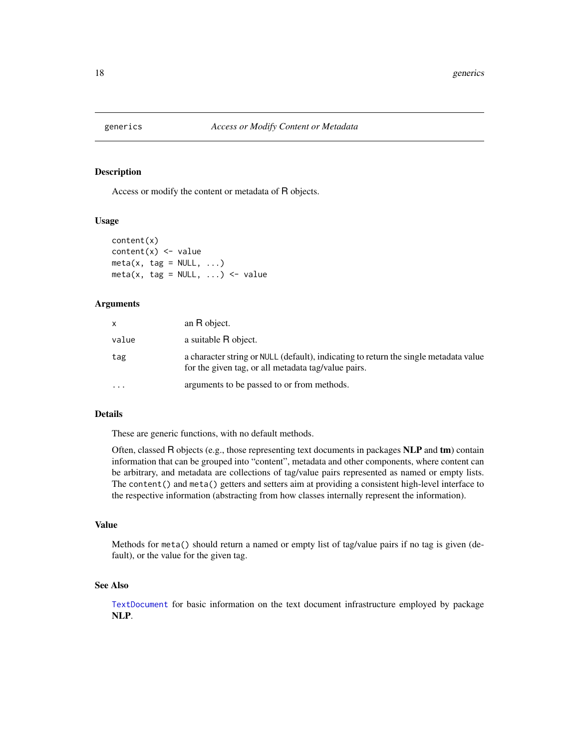## generics — *Access or Modify Content or Metadata*

### Description

Access or modify the content or metadata of R objects.

### Usage

```
content(x)
content(x) <- value
meta(x, tag = NULL, ...)
meta(x, tag = NULL, ...) <- value
```

### Arguments

| | |
|---|---|
| `x` | an R object. |
| `value` | a suitable R object. |
| `tag` | a character string or `NULL` (default), indicating to return the single metadata value for the given tag, or all metadata tag/value pairs. |
| `...` | arguments to be passed to or from methods. |

### Details

These are generic functions, with no default methods.

Often, classed R objects (e.g., those representing text documents in packages **NLP** and **tm**) contain information that can be grouped into "content", metadata and other components, where content can be arbitrary, and metadata are collections of tag/value pairs represented as named or empty lists. The `content()` and `meta()` getters and setters aim at providing a consistent high-level interface to the respective information (abstracting from how classes internally represent the information).

### Value

Methods for `meta()` should return a named or empty list of tag/value pairs if no tag is given (default), or the value for the given tag.

### See Also

`TextDocument` for basic information on the text document infrastructure employed by package **NLP**.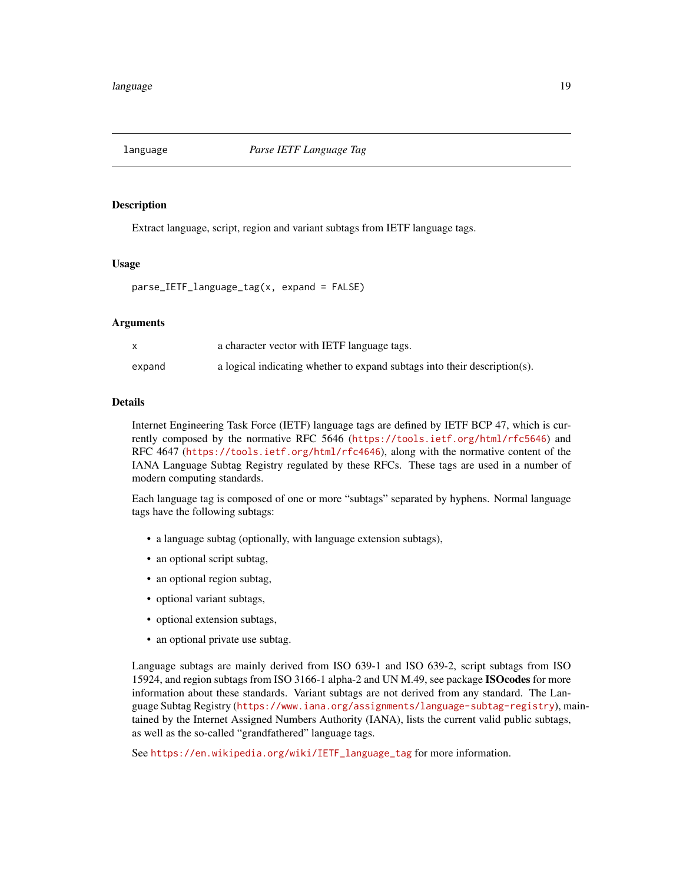## language — *Parse IETF Language Tag*

### Description

Extract language, script, region and variant subtags from IETF language tags.

### Usage

```
parse_IETF_language_tag(x, expand = FALSE)
```

### Arguments

| | |
|---|---|
| `x` | a character vector with IETF language tags. |
| `expand` | a logical indicating whether to expand subtags into their description(s). |

### Details

Internet Engineering Task Force (IETF) language tags are defined by IETF BCP 47, which is currently composed by the normative RFC 5646 (https://tools.ietf.org/html/rfc5646) and RFC 4647 (https://tools.ietf.org/html/rfc4646), along with the normative content of the IANA Language Subtag Registry regulated by these RFCs. These tags are used in a number of modern computing standards.

Each language tag is composed of one or more "subtags" separated by hyphens. Normal language tags have the following subtags:

- a language subtag (optionally, with language extension subtags),
- an optional script subtag,
- an optional region subtag,
- optional variant subtags,
- optional extension subtags,
- an optional private use subtag.

Language subtags are mainly derived from ISO 639-1 and ISO 639-2, script subtags from ISO 15924, and region subtags from ISO 3166-1 alpha-2 and UN M.49, see package **ISOcodes** for more information about these standards. Variant subtags are not derived from any standard. The Language Subtag Registry (https://www.iana.org/assignments/language-subtag-registry), maintained by the Internet Assigned Numbers Authority (IANA), lists the current valid public subtags, as well as the so-called "grandfathered" language tags.

See https://en.wikipedia.org/wiki/IETF_language_tag for more information.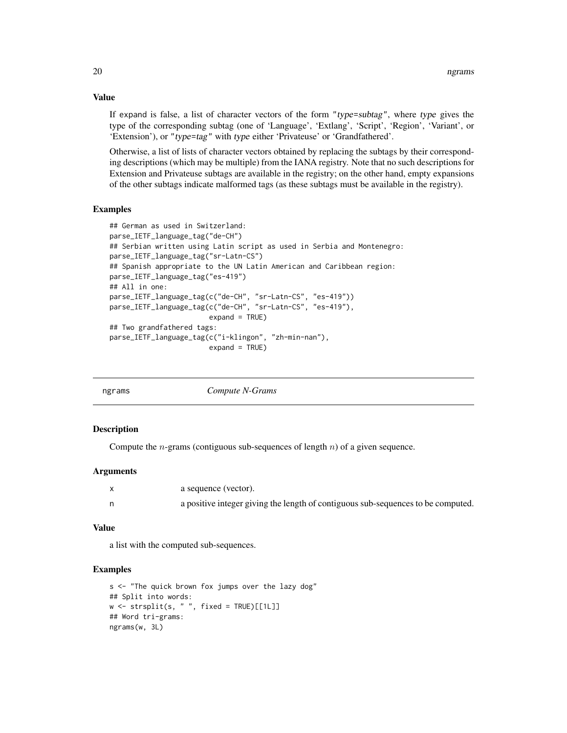### Value

If expand is false, a list of character vectors of the form "*type*=*subtag*", where *type* gives the type of the corresponding subtag (one of 'Language', 'Extlang', 'Script', 'Region', 'Variant', or 'Extension'), or "*type*=*tag*" with *type* either 'Privateuse' or 'Grandfathered'.

Otherwise, a list of lists of character vectors obtained by replacing the subtags by their corresponding descriptions (which may be multiple) from the IANA registry. Note that no such descriptions for Extension and Privateuse subtags are available in the registry; on the other hand, empty expansions of the other subtags indicate malformed tags (as these subtags must be available in the registry).

### Examples

```
## German as used in Switzerland:
parse_IETF_language_tag("de-CH")
## Serbian written using Latin script as used in Serbia and Montenegro:
parse_IETF_language_tag("sr-Latn-CS")
## Spanish appropriate to the UN Latin American and Caribbean region:
parse_IETF_language_tag("es-419")
## All in one:
parse_IETF_language_tag(c("de-CH", "sr-Latn-CS", "es-419"))
parse_IETF_language_tag(c("de-CH", "sr-Latn-CS", "es-419"),
                        expand = TRUE)
## Two grandfathered tags:
parse_IETF_language_tag(c("i-klingon", "zh-min-nan"),
                        expand = TRUE)
```

---

## ngrams — *Compute N-Grams*

### Description

Compute the $n$-grams (contiguous sub-sequences of length $n$) of a given sequence.

### Arguments

| | |
|---|---|
| x | a sequence (vector). |
| n | a positive integer giving the length of contiguous sub-sequences to be computed. |

### Value

a list with the computed sub-sequences.

### Examples

```
s <- "The quick brown fox jumps over the lazy dog"
## Split into words:
w <- strsplit(s, " ", fixed = TRUE)[[1L]]
## Word tri-grams:
ngrams(w, 3L)
```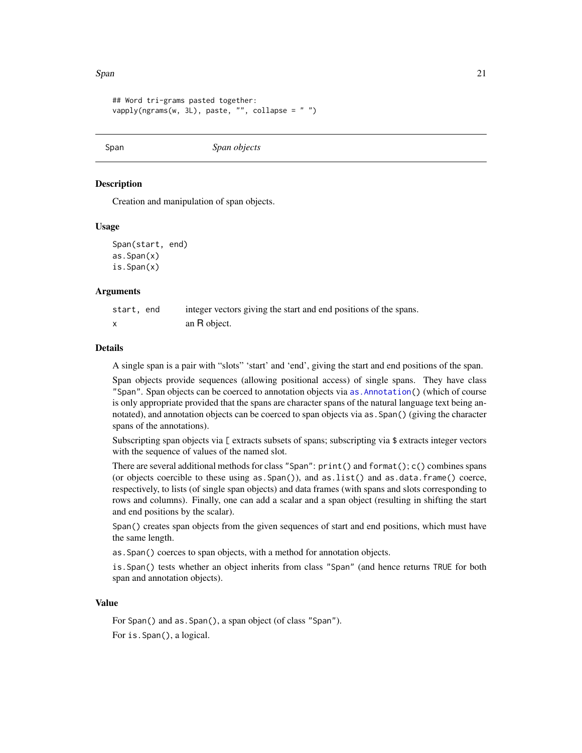```
## Word tri-grams pasted together:
vapply(ngrams(w, 3L), paste, "", collapse = " ")
```

---

Span *Span objects*

---

## Description

Creation and manipulation of span objects.

## Usage

```
Span(start, end)
as.Span(x)
is.Span(x)
```

## Arguments

| | |
|---|---|
| `start, end` | integer vectors giving the start and end positions of the spans. |
| `x` | an R object. |

## Details

A single span is a pair with "slots" 'start' and 'end', giving the start and end positions of the span.

Span objects provide sequences (allowing positional access) of single spans. They have class `"Span"`. Span objects can be coerced to annotation objects via `as.Annotation()` (which of course is only appropriate provided that the spans are character spans of the natural language text being annotated), and annotation objects can be coerced to span objects via `as.Span()` (giving the character spans of the annotations).

Subscripting span objects via `[` extracts subsets of spans; subscripting via `$` extracts integer vectors with the sequence of values of the named slot.

There are several additional methods for class `"Span"`: `print()` and `format()`; `c()` combines spans (or objects coercible to these using `as.Span()`), and `as.list()` and `as.data.frame()` coerce, respectively, to lists (of single span objects) and data frames (with spans and slots corresponding to rows and columns). Finally, one can add a scalar and a span object (resulting in shifting the start and end positions by the scalar).

`Span()` creates span objects from the given sequences of start and end positions, which must have the same length.

`as.Span()` coerces to span objects, with a method for annotation objects.

`is.Span()` tests whether an object inherits from class `"Span"` (and hence returns `TRUE` for both span and annotation objects).

## Value

For `Span()` and `as.Span()`, a span object (of class `"Span"`).

For `is.Span()`, a logical.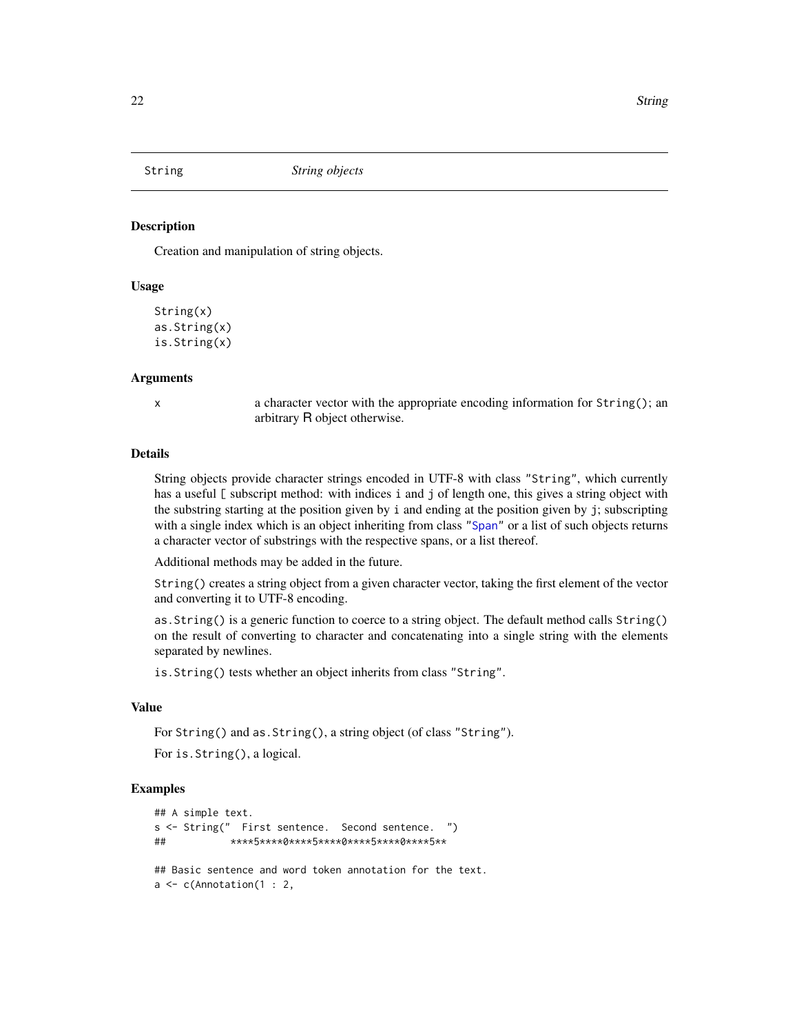## String — *String objects*

### Description

Creation and manipulation of string objects.

### Usage

```
String(x)
as.String(x)
is.String(x)
```

### Arguments

x    a character vector with the appropriate encoding information for `String()`; an arbitrary R object otherwise.

### Details

String objects provide character strings encoded in UTF-8 with class `"String"`, which currently has a useful `[` subscript method: with indices `i` and `j` of length one, this gives a string object with the substring starting at the position given by `i` and ending at the position given by `j`; subscripting with a single index which is an object inheriting from class `"Span"` or a list of such objects returns a character vector of substrings with the respective spans, or a list thereof.

Additional methods may be added in the future.

`String()` creates a string object from a given character vector, taking the first element of the vector and converting it to UTF-8 encoding.

`as.String()` is a generic function to coerce to a string object. The default method calls `String()` on the result of converting to character and concatenating into a single string with the elements separated by newlines.

`is.String()` tests whether an object inherits from class `"String"`.

### Value

For `String()` and `as.String()`, a string object (of class `"String"`).

For `is.String()`, a logical.

### Examples

```
## A simple text.
s <- String("  First sentence.  Second sentence.  ")
##           ****5****0****5****0****5****0****5**

## Basic sentence and word token annotation for the text.
a <- c(Annotation(1 : 2,
```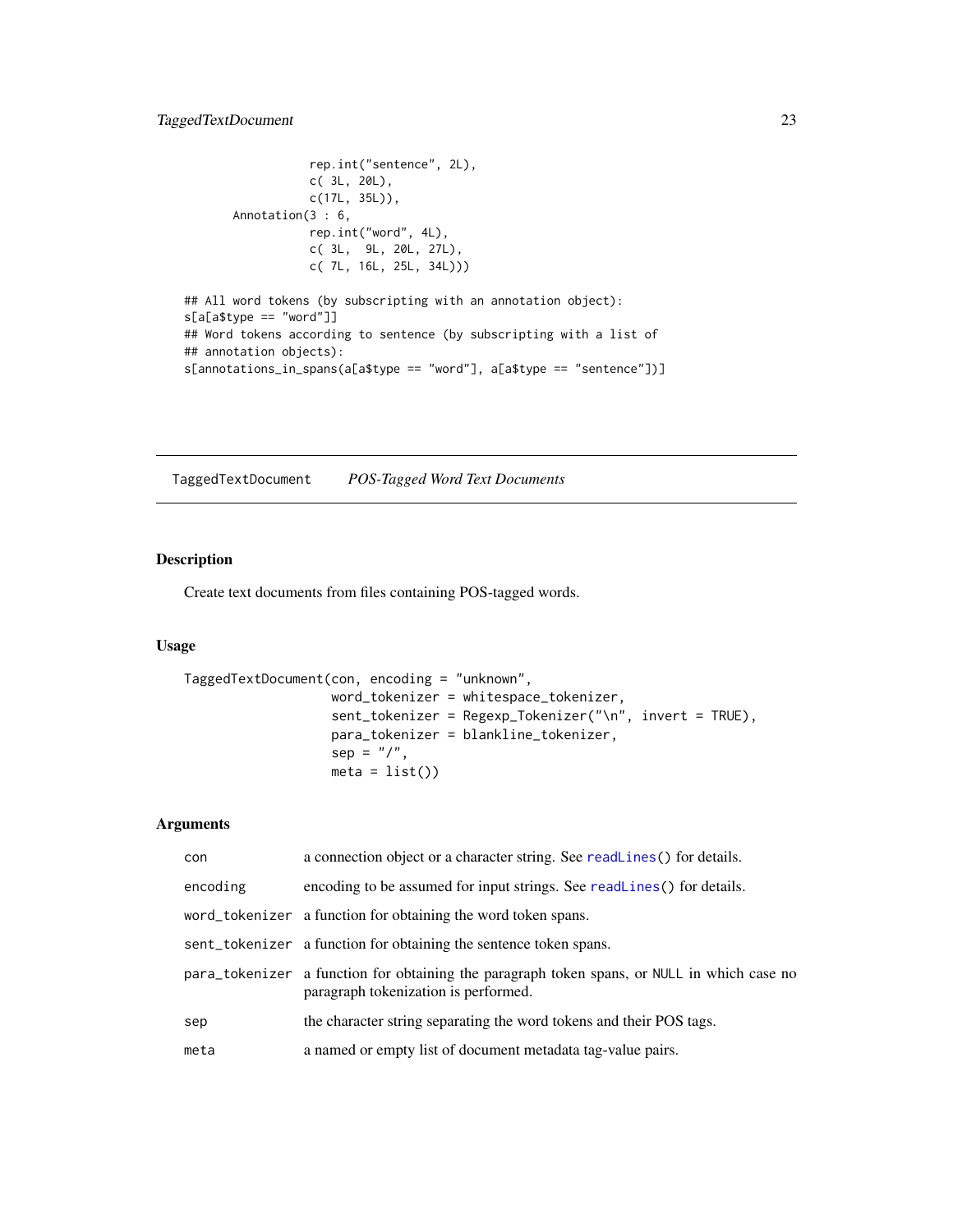```
                  rep.int("sentence", 2L),
                  c( 3L, 20L),
                  c(17L, 35L)),
       Annotation(3 : 6,
                  rep.int("word", 4L),
                  c( 3L,  9L, 20L, 27L),
                  c( 7L, 16L, 25L, 34L)))

## All word tokens (by subscripting with an annotation object):
s[a[a$type == "word"]]
## Word tokens according to sentence (by subscripting with a list of
## annotation objects):
s[annotations_in_spans(a[a$type == "word"], a[a$type == "sentence"])]
```

---

## TaggedTextDocument    *POS-Tagged Word Text Documents*

---

### Description

Create text documents from files containing POS-tagged words.

### Usage

```
TaggedTextDocument(con, encoding = "unknown",
                   word_tokenizer = whitespace_tokenizer,
                   sent_tokenizer = Regexp_Tokenizer("\n", invert = TRUE),
                   para_tokenizer = blankline_tokenizer,
                   sep = "/",
                   meta = list())
```

### Arguments

| | |
|---|---|
| `con` | a connection object or a character string. See `readLines()` for details. |
| `encoding` | encoding to be assumed for input strings. See `readLines()` for details. |
| `word_tokenizer` | a function for obtaining the word token spans. |
| `sent_tokenizer` | a function for obtaining the sentence token spans. |
| `para_tokenizer` | a function for obtaining the paragraph token spans, or `NULL` in which case no paragraph tokenization is performed. |
| `sep` | the character string separating the word tokens and their POS tags. |
| `meta` | a named or empty list of document metadata tag-value pairs. |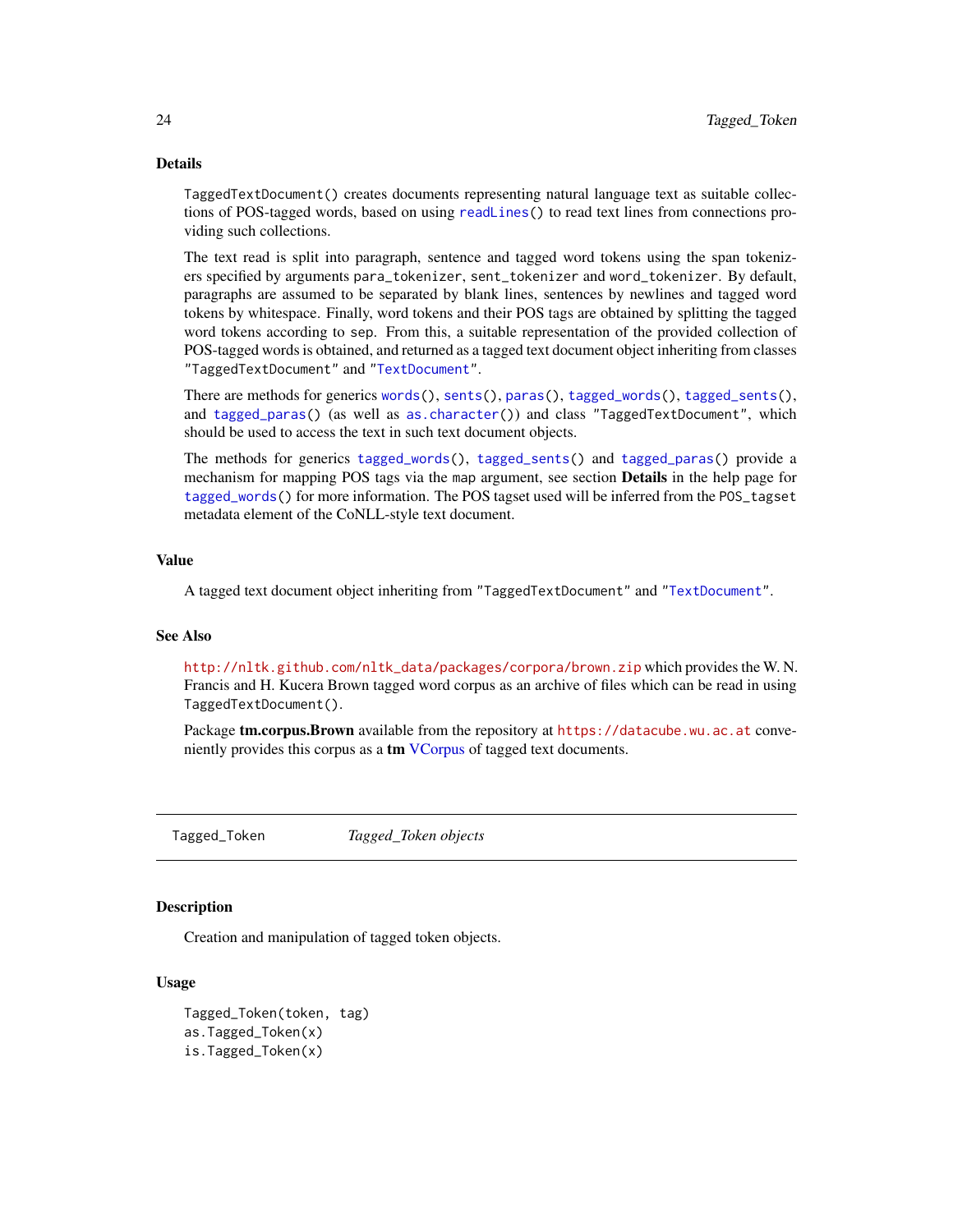### Details

`TaggedTextDocument()` creates documents representing natural language text as suitable collections of POS-tagged words, based on using `readLines()` to read text lines from connections providing such collections.

The text read is split into paragraph, sentence and tagged word tokens using the span tokenizers specified by arguments `para_tokenizer`, `sent_tokenizer` and `word_tokenizer`. By default, paragraphs are assumed to be separated by blank lines, sentences by newlines and tagged word tokens by whitespace. Finally, word tokens and their POS tags are obtained by splitting the tagged word tokens according to `sep`. From this, a suitable representation of the provided collection of POS-tagged words is obtained, and returned as a tagged text document object inheriting from classes `"TaggedTextDocument"` and `"TextDocument"`.

There are methods for generics `words()`, `sents()`, `paras()`, `tagged_words()`, `tagged_sents()`, and `tagged_paras()` (as well as `as.character()`) and class `"TaggedTextDocument"`, which should be used to access the text in such text document objects.

The methods for generics `tagged_words()`, `tagged_sents()` and `tagged_paras()` provide a mechanism for mapping POS tags via the `map` argument, see section **Details** in the help page for `tagged_words()` for more information. The POS tagset used will be inferred from the `POS_tagset` metadata element of the CoNLL-style text document.

### Value

A tagged text document object inheriting from `"TaggedTextDocument"` and `"TextDocument"`.

### See Also

http://nltk.github.com/nltk_data/packages/corpora/brown.zip which provides the W. N. Francis and H. Kucera Brown tagged word corpus as an archive of files which can be read in using `TaggedTextDocument()`.

Package **tm.corpus.Brown** available from the repository at https://datacube.wu.ac.at conveniently provides this corpus as a **tm** VCorpus of tagged text documents.

---

## Tagged_Token — *Tagged_Token objects*

### Description

Creation and manipulation of tagged token objects.

### Usage

```
Tagged_Token(token, tag)
as.Tagged_Token(x)
is.Tagged_Token(x)
```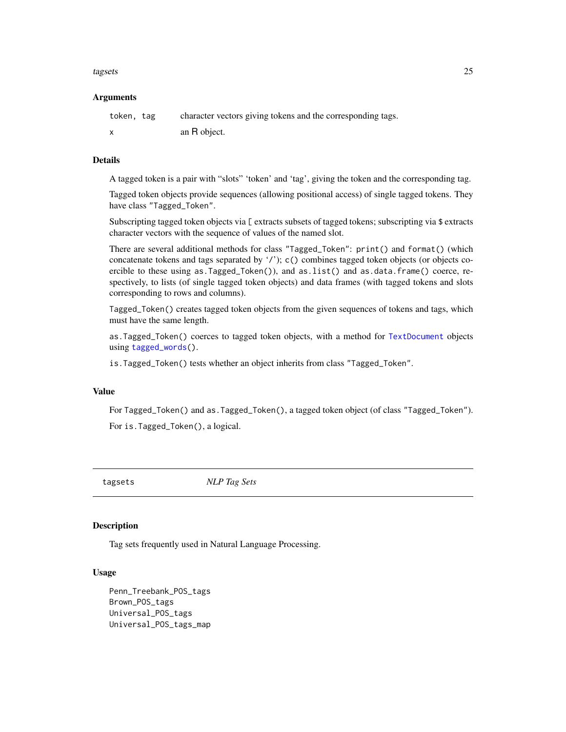### Arguments

| | |
|---|---|
| `token, tag` | character vectors giving tokens and the corresponding tags. |
| `x` | an R object. |

### Details

A tagged token is a pair with "slots" 'token' and 'tag', giving the token and the corresponding tag.

Tagged token objects provide sequences (allowing positional access) of single tagged tokens. They have class `"Tagged_Token"`.

Subscripting tagged token objects via `[` extracts subsets of tagged tokens; subscripting via `$` extracts character vectors with the sequence of values of the named slot.

There are several additional methods for class `"Tagged_Token"`: `print()` and `format()` (which concatenate tokens and tags separated by '/'); `c()` combines tagged token objects (or objects coercible to these using `as.Tagged_Token()`), and `as.list()` and `as.data.frame()` coerce, respectively, to lists (of single tagged token objects) and data frames (with tagged tokens and slots corresponding to rows and columns).

`Tagged_Token()` creates tagged token objects from the given sequences of tokens and tags, which must have the same length.

`as.Tagged_Token()` coerces to tagged token objects, with a method for `TextDocument` objects using `tagged_words()`.

`is.Tagged_Token()` tests whether an object inherits from class `"Tagged_Token"`.

### Value

For `Tagged_Token()` and `as.Tagged_Token()`, a tagged token object (of class `"Tagged_Token"`).

For `is.Tagged_Token()`, a logical.

---

## `tagsets` *NLP Tag Sets*

### Description

Tag sets frequently used in Natural Language Processing.

### Usage

```
Penn_Treebank_POS_tags
Brown_POS_tags
Universal_POS_tags
Universal_POS_tags_map
```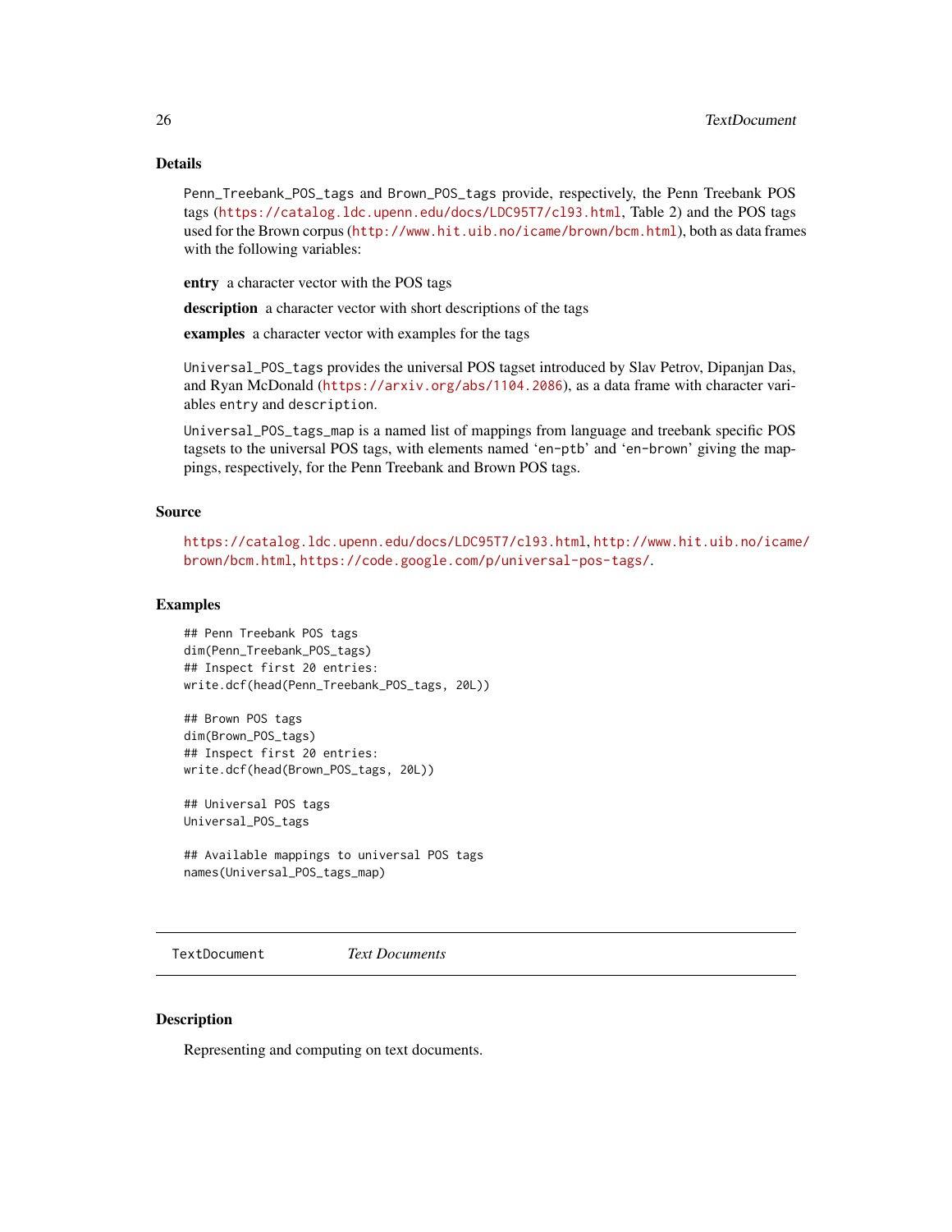## Details

`Penn_Treebank_POS_tags` and `Brown_POS_tags` provide, respectively, the Penn Treebank POS tags (https://catalog.ldc.upenn.edu/docs/LDC95T7/cl93.html, Table 2) and the POS tags used for the Brown corpus (http://www.hit.uib.no/icame/brown/bcm.html), both as data frames with the following variables:

**entry** a character vector with the POS tags

**description** a character vector with short descriptions of the tags

**examples** a character vector with examples for the tags

`Universal_POS_tags` provides the universal POS tagset introduced by Slav Petrov, Dipanjan Das, and Ryan McDonald (https://arxiv.org/abs/1104.2086), as a data frame with character variables `entry` and `description`.

`Universal_POS_tags_map` is a named list of mappings from language and treebank specific POS tagsets to the universal POS tags, with elements named '`en-ptb`' and '`en-brown`' giving the mappings, respectively, for the Penn Treebank and Brown POS tags.

## Source

https://catalog.ldc.upenn.edu/docs/LDC95T7/cl93.html, http://www.hit.uib.no/icame/brown/bcm.html, https://code.google.com/p/universal-pos-tags/.

## Examples

```
## Penn Treebank POS tags
dim(Penn_Treebank_POS_tags)
## Inspect first 20 entries:
write.dcf(head(Penn_Treebank_POS_tags, 20L))

## Brown POS tags
dim(Brown_POS_tags)
## Inspect first 20 entries:
write.dcf(head(Brown_POS_tags, 20L))

## Universal POS tags
Universal_POS_tags

## Available mappings to universal POS tags
names(Universal_POS_tags_map)
```

---

# TextDocument    *Text Documents*

---

## Description

Representing and computing on text documents.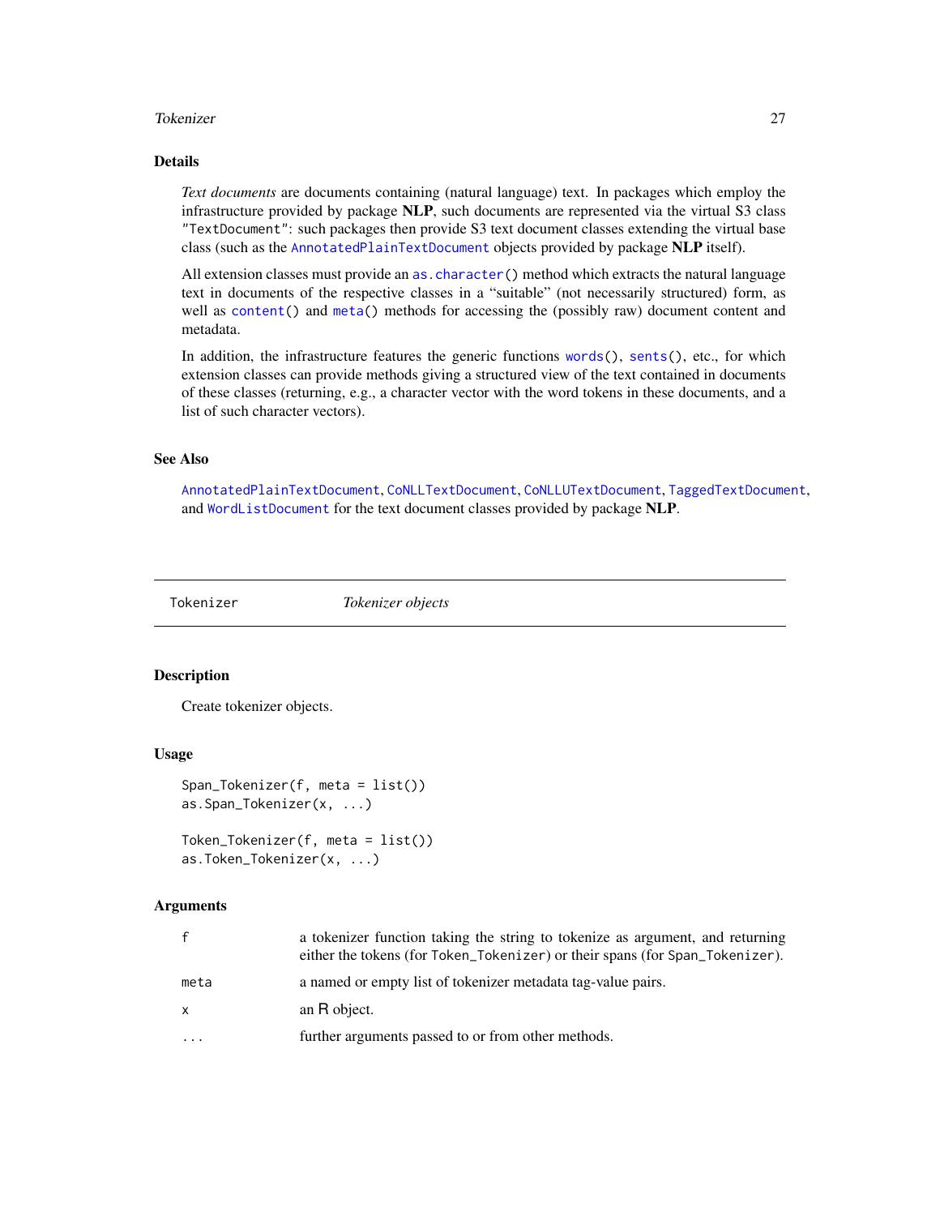### Details

*Text documents* are documents containing (natural language) text. In packages which employ the infrastructure provided by package **NLP**, such documents are represented via the virtual S3 class `"TextDocument"`: such packages then provide S3 text document classes extending the virtual base class (such as the `AnnotatedPlainTextDocument` objects provided by package **NLP** itself).

All extension classes must provide an `as.character()` method which extracts the natural language text in documents of the respective classes in a "suitable" (not necessarily structured) form, as well as `content()` and `meta()` methods for accessing the (possibly raw) document content and metadata.

In addition, the infrastructure features the generic functions `words()`, `sents()`, etc., for which extension classes can provide methods giving a structured view of the text contained in documents of these classes (returning, e.g., a character vector with the word tokens in these documents, and a list of such character vectors).

### See Also

`AnnotatedPlainTextDocument`, `CoNLLTextDocument`, `CoNLLUTextDocument`, `TaggedTextDocument`, and `WordListDocument` for the text document classes provided by package **NLP**.

---

## Tokenizer — *Tokenizer objects*

---

### Description

Create tokenizer objects.

### Usage

```
Span_Tokenizer(f, meta = list())
as.Span_Tokenizer(x, ...)

Token_Tokenizer(f, meta = list())
as.Token_Tokenizer(x, ...)
```

### Arguments

| | |
|---|---|
| `f` | a tokenizer function taking the string to tokenize as argument, and returning either the tokens (for `Token_Tokenizer`) or their spans (for `Span_Tokenizer`). |
| `meta` | a named or empty list of tokenizer metadata tag-value pairs. |
| `x` | an R object. |
| `...` | further arguments passed to or from other methods. |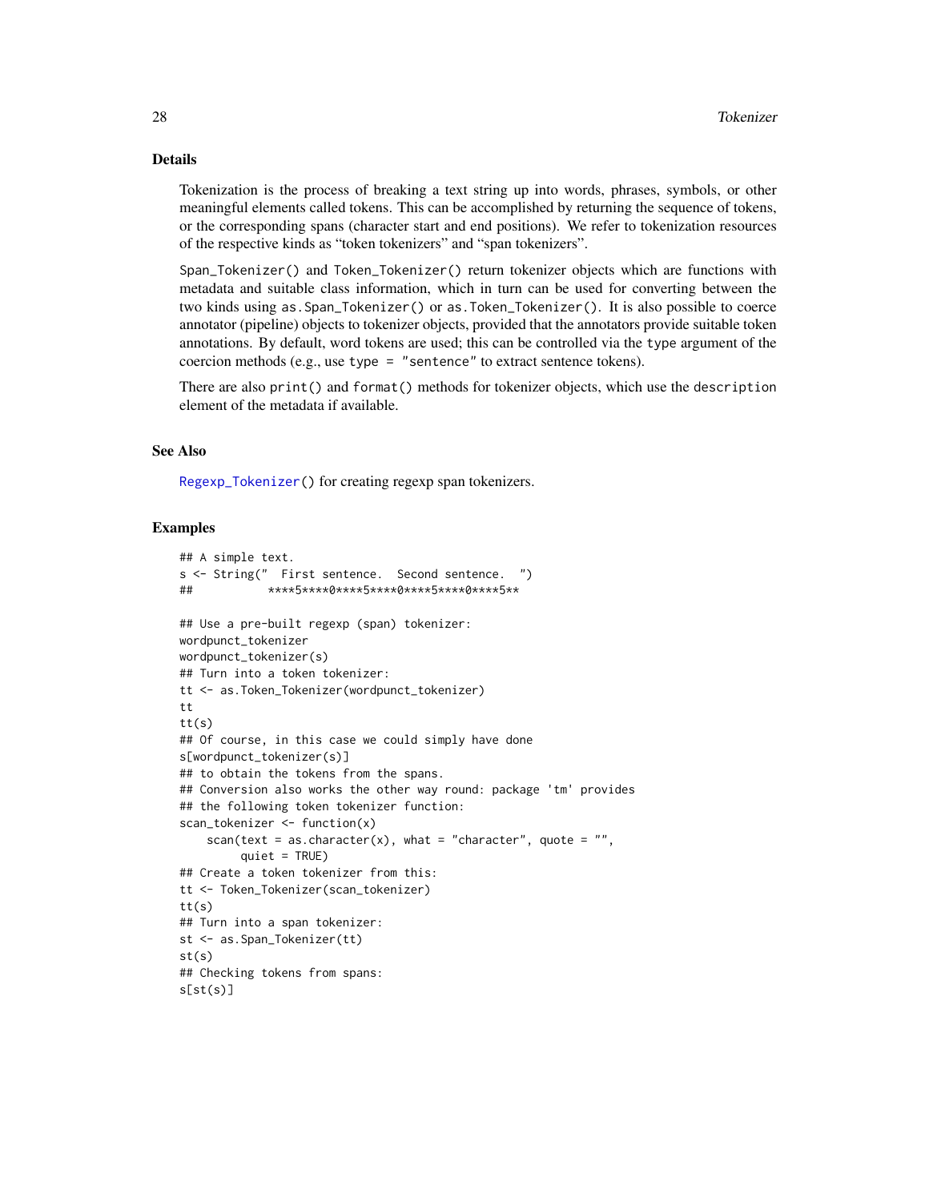## Details

Tokenization is the process of breaking a text string up into words, phrases, symbols, or other meaningful elements called tokens. This can be accomplished by returning the sequence of tokens, or the corresponding spans (character start and end positions). We refer to tokenization resources of the respective kinds as "token tokenizers" and "span tokenizers".

`Span_Tokenizer()` and `Token_Tokenizer()` return tokenizer objects which are functions with metadata and suitable class information, which in turn can be used for converting between the two kinds using `as.Span_Tokenizer()` or `as.Token_Tokenizer()`. It is also possible to coerce annotator (pipeline) objects to tokenizer objects, provided that the annotators provide suitable token annotations. By default, word tokens are used; this can be controlled via the `type` argument of the coercion methods (e.g., use `type = "sentence"` to extract sentence tokens).

There are also `print()` and `format()` methods for tokenizer objects, which use the `description` element of the metadata if available.

## See Also

`Regexp_Tokenizer()` for creating regexp span tokenizers.

## Examples

```
## A simple text.
s <- String("  First sentence.  Second sentence.  ")
##           ****5****0****5****0****5****0****5**

## Use a pre-built regexp (span) tokenizer:
wordpunct_tokenizer
wordpunct_tokenizer(s)
## Turn into a token tokenizer:
tt <- as.Token_Tokenizer(wordpunct_tokenizer)
tt
tt(s)
## Of course, in this case we could simply have done
s[wordpunct_tokenizer(s)]
## to obtain the tokens from the spans.
## Conversion also works the other way round: package 'tm' provides
## the following token tokenizer function:
scan_tokenizer <- function(x)
    scan(text = as.character(x), what = "character", quote = "",
         quiet = TRUE)
## Create a token tokenizer from this:
tt <- Token_Tokenizer(scan_tokenizer)
tt(s)
## Turn into a span tokenizer:
st <- as.Span_Tokenizer(tt)
st(s)
## Checking tokens from spans:
s[st(s)]
```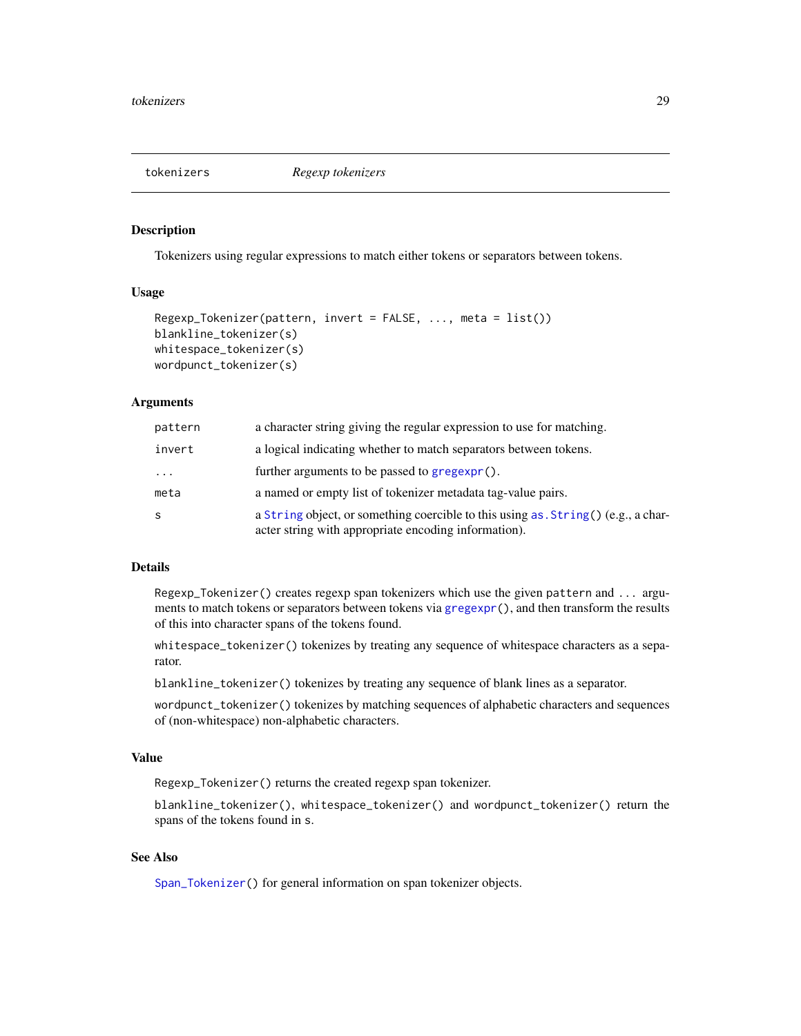## tokenizers *Regexp tokenizers*

### Description

Tokenizers using regular expressions to match either tokens or separators between tokens.

### Usage

```
Regexp_Tokenizer(pattern, invert = FALSE, ..., meta = list())
blankline_tokenizer(s)
whitespace_tokenizer(s)
wordpunct_tokenizer(s)
```

### Arguments

| | |
|---|---|
| pattern | a character string giving the regular expression to use for matching. |
| invert | a logical indicating whether to match separators between tokens. |
| ... | further arguments to be passed to gregexpr(). |
| meta | a named or empty list of tokenizer metadata tag-value pairs. |
| s | a String object, or something coercible to this using as.String() (e.g., a character string with appropriate encoding information). |

### Details

Regexp_Tokenizer() creates regexp span tokenizers which use the given pattern and ... arguments to match tokens or separators between tokens via gregexpr(), and then transform the results of this into character spans of the tokens found.

whitespace_tokenizer() tokenizes by treating any sequence of whitespace characters as a separator.

blankline_tokenizer() tokenizes by treating any sequence of blank lines as a separator.

wordpunct_tokenizer() tokenizes by matching sequences of alphabetic characters and sequences of (non-whitespace) non-alphabetic characters.

### Value

Regexp_Tokenizer() returns the created regexp span tokenizer.

blankline_tokenizer(), whitespace_tokenizer() and wordpunct_tokenizer() return the spans of the tokens found in s.

### See Also

Span_Tokenizer() for general information on span tokenizer objects.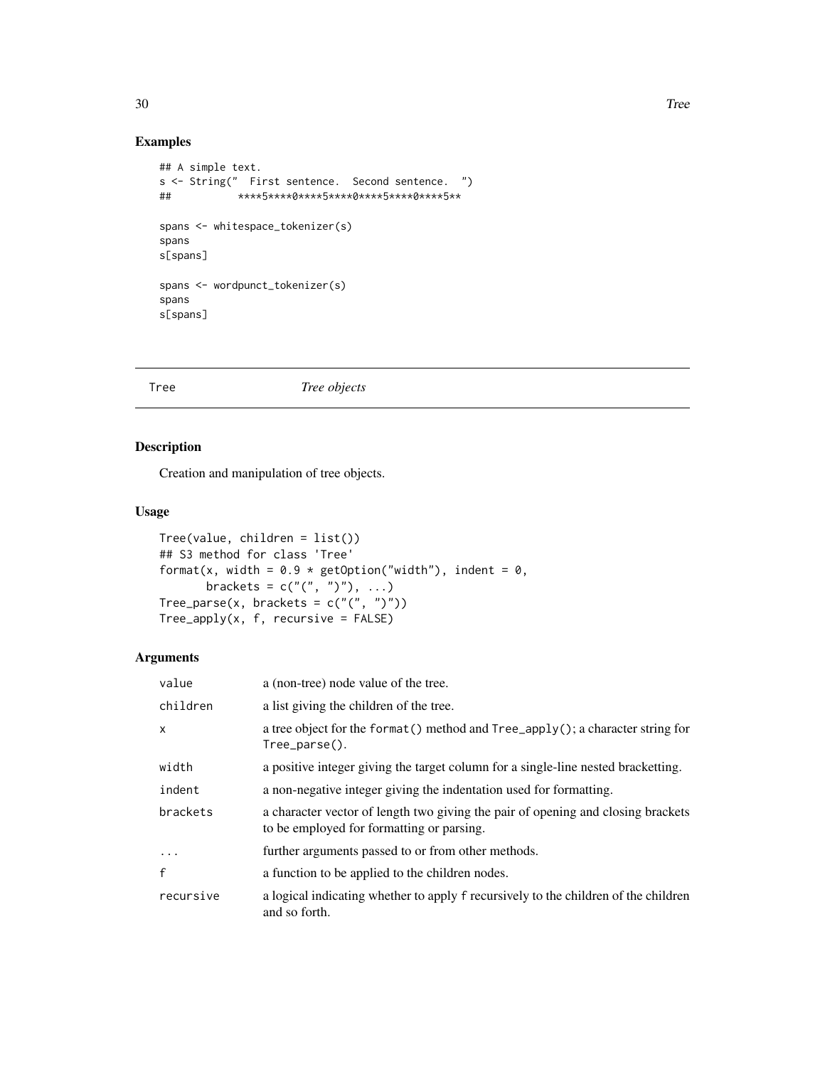## Examples

```
## A simple text.
s <- String("  First sentence.  Second sentence.  ")
##           ****5****0****5****0****5****0****5**

spans <- whitespace_tokenizer(s)
spans
s[spans]

spans <- wordpunct_tokenizer(s)
spans
s[spans]
```

---

Tree *Tree objects*

---

## Description

Creation and manipulation of tree objects.

## Usage

```
Tree(value, children = list())
## S3 method for class 'Tree'
format(x, width = 0.9 * getOption("width"), indent = 0,
       brackets = c("(", ")"), ...)
Tree_parse(x, brackets = c("(", ")"))
Tree_apply(x, f, recursive = FALSE)
```

## Arguments

| | |
|---|---|
| value | a (non-tree) node value of the tree. |
| children | a list giving the children of the tree. |
| x | a tree object for the format() method and Tree_apply(); a character string for Tree_parse(). |
| width | a positive integer giving the target column for a single-line nested bracketting. |
| indent | a non-negative integer giving the indentation used for formatting. |
| brackets | a character vector of length two giving the pair of opening and closing brackets to be employed for formatting or parsing. |
| ... | further arguments passed to or from other methods. |
| f | a function to be applied to the children nodes. |
| recursive | a logical indicating whether to apply f recursively to the children of the children and so forth. |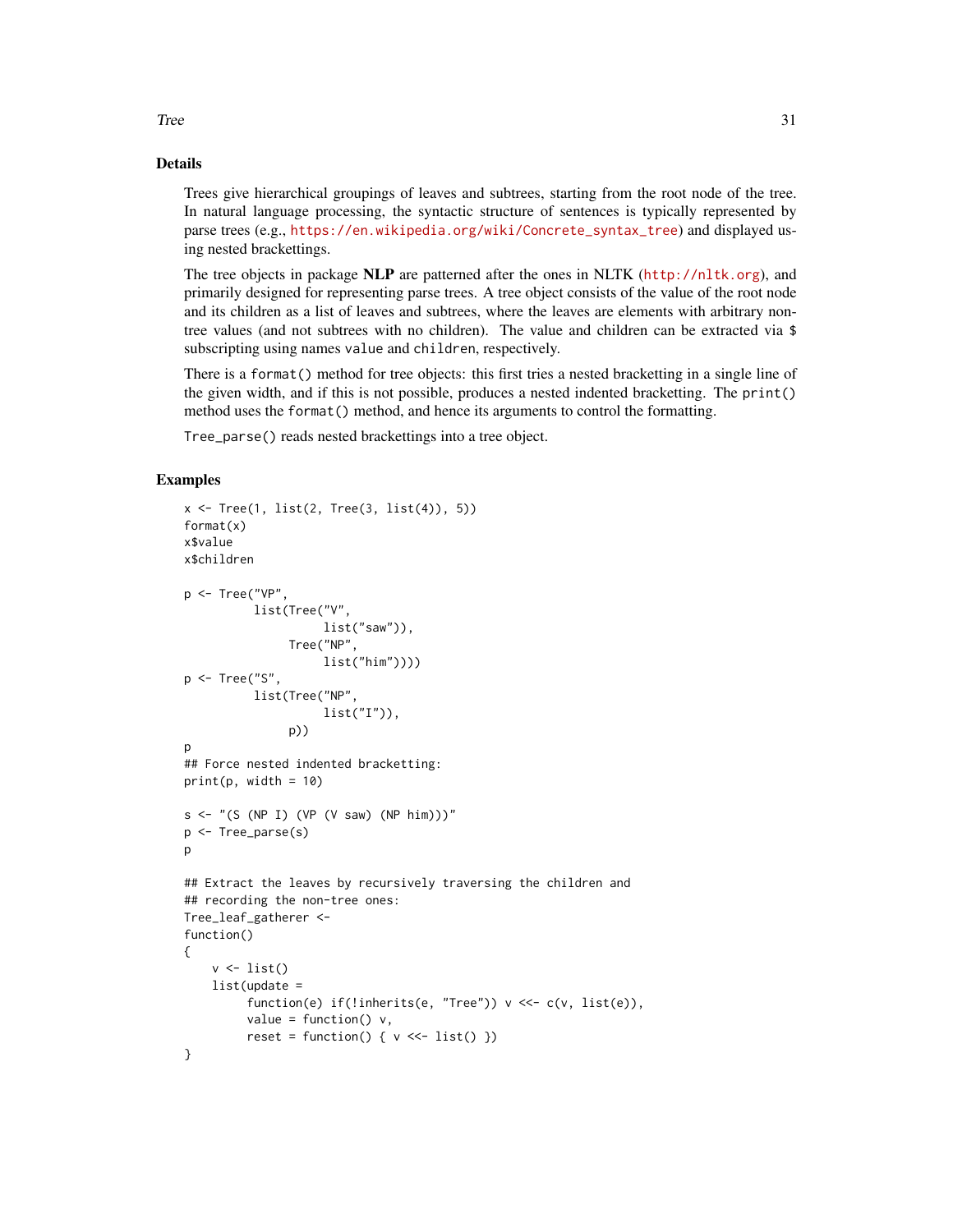## Details

Trees give hierarchical groupings of leaves and subtrees, starting from the root node of the tree. In natural language processing, the syntactic structure of sentences is typically represented by parse trees (e.g., https://en.wikipedia.org/wiki/Concrete_syntax_tree) and displayed using nested brackettings.

The tree objects in package **NLP** are patterned after the ones in NLTK (http://nltk.org), and primarily designed for representing parse trees. A tree object consists of the value of the root node and its children as a list of leaves and subtrees, where the leaves are elements with arbitrary non-tree values (and not subtrees with no children). The value and children can be extracted via `$` subscripting using names `value` and `children`, respectively.

There is a `format()` method for tree objects: this first tries a nested bracketting in a single line of the given width, and if this is not possible, produces a nested indented bracketting. The `print()` method uses the `format()` method, and hence its arguments to control the formatting.

`Tree_parse()` reads nested brackettings into a tree object.

## Examples

```
x <- Tree(1, list(2, Tree(3, list(4)), 5))
format(x)
x$value
x$children

p <- Tree("VP",
          list(Tree("V",
                    list("saw")),
               Tree("NP",
                    list("him"))))
p <- Tree("S",
          list(Tree("NP",
                    list("I")),
               p))
p
## Force nested indented bracketting:
print(p, width = 10)

s <- "(S (NP I) (VP (V saw) (NP him)))"
p <- Tree_parse(s)
p

## Extract the leaves by recursively traversing the children and
## recording the non-tree ones:
Tree_leaf_gatherer <-
function()
{
    v <- list()
    list(update =
         function(e) if(!inherits(e, "Tree")) v <<- c(v, list(e)),
         value = function() v,
         reset = function() { v <<- list() })
}
```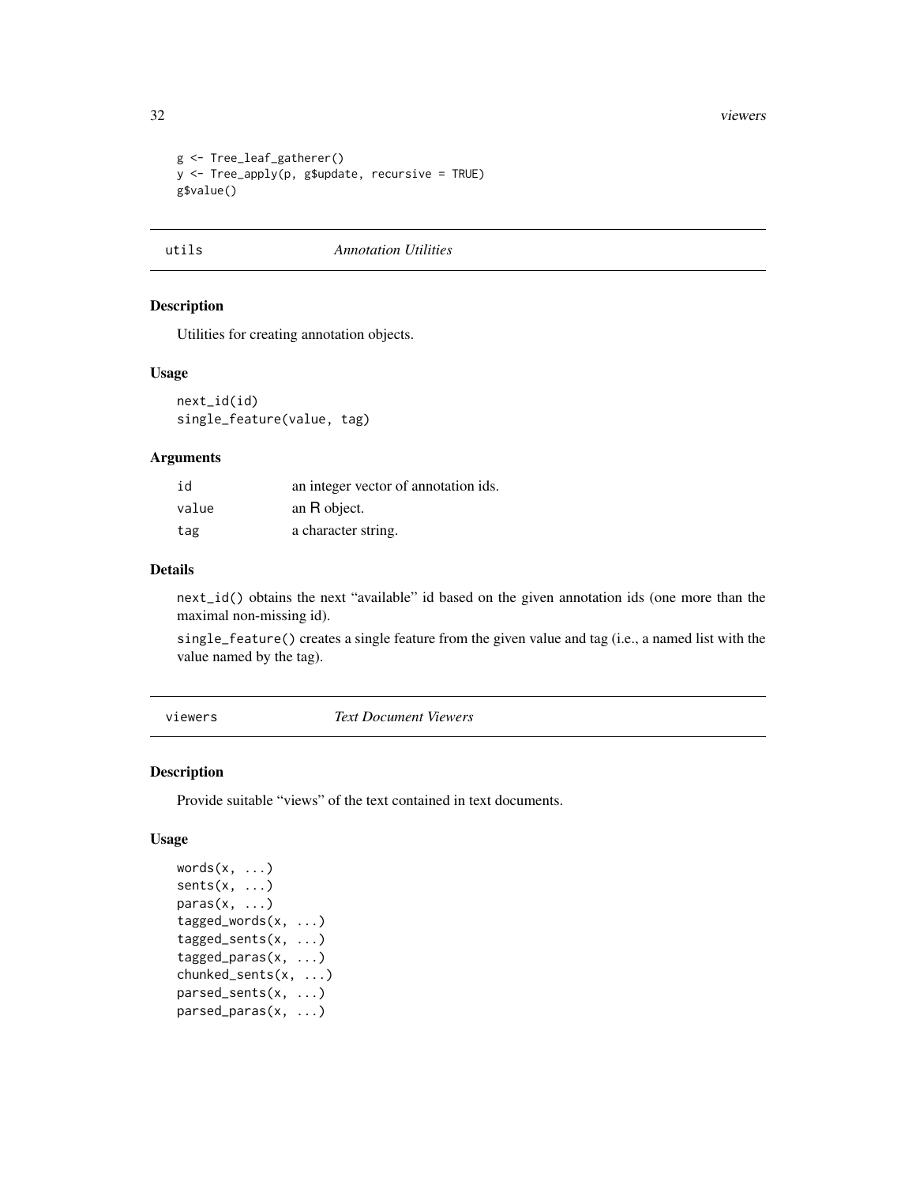```
g <- Tree_leaf_gatherer()
y <- Tree_apply(p, g$update, recursive = TRUE)
g$value()
```

## utils *Annotation Utilities*

### Description

Utilities for creating annotation objects.

### Usage

```
next_id(id)
single_feature(value, tag)
```

### Arguments

| | |
|---|---|
| id | an integer vector of annotation ids. |
| value | an R object. |
| tag | a character string. |

### Details

`next_id()` obtains the next "available" id based on the given annotation ids (one more than the maximal non-missing id).

`single_feature()` creates a single feature from the given value and tag (i.e., a named list with the value named by the tag).

## viewers *Text Document Viewers*

### Description

Provide suitable "views" of the text contained in text documents.

### Usage

```
words(x, ...)
sents(x, ...)
paras(x, ...)
tagged_words(x, ...)
tagged_sents(x, ...)
tagged_paras(x, ...)
chunked_sents(x, ...)
parsed_sents(x, ...)
parsed_paras(x, ...)
```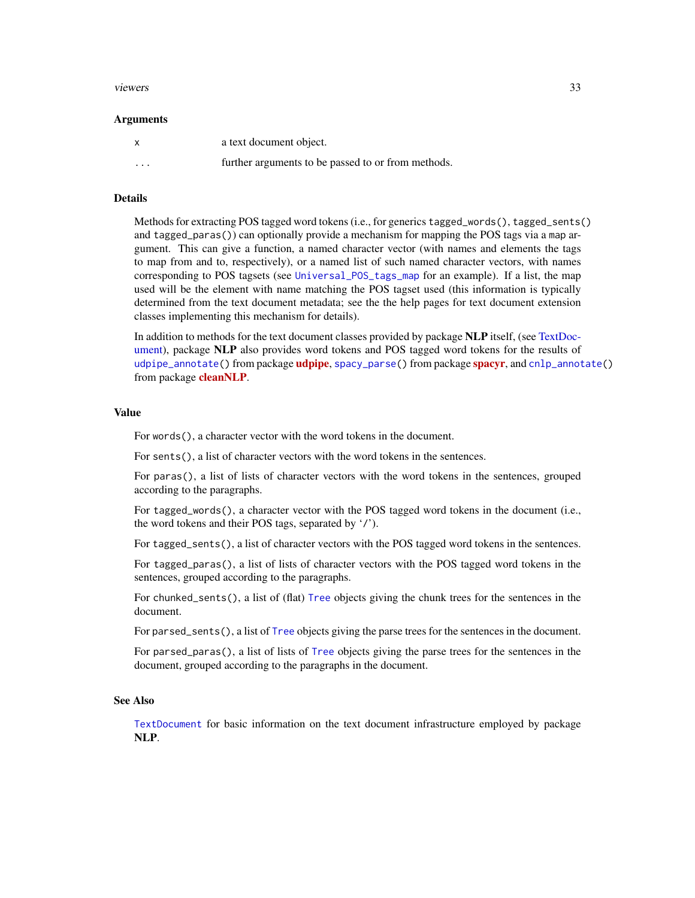### Arguments

| | |
|---|---|
| `x` | a text document object. |
| `...` | further arguments to be passed to or from methods. |

### Details

Methods for extracting POS tagged word tokens (i.e., for generics `tagged_words()`, `tagged_sents()` and `tagged_paras()`) can optionally provide a mechanism for mapping the POS tags via a `map` argument. This can give a function, a named character vector (with names and elements the tags to map from and to, respectively), or a named list of such named character vectors, with names corresponding to POS tagsets (see `Universal_POS_tags_map` for an example). If a list, the map used will be the element with name matching the POS tagset used (this information is typically determined from the text document metadata; see the the help pages for text document extension classes implementing this mechanism for details).

In addition to methods for the text document classes provided by package **NLP** itself, (see TextDocument), package **NLP** also provides word tokens and POS tagged word tokens for the results of `udpipe_annotate()` from package **udpipe**, `spacy_parse()` from package **spacyr**, and `cnlp_annotate()` from package **cleanNLP**.

### Value

For `words()`, a character vector with the word tokens in the document.

For `sents()`, a list of character vectors with the word tokens in the sentences.

For `paras()`, a list of lists of character vectors with the word tokens in the sentences, grouped according to the paragraphs.

For `tagged_words()`, a character vector with the POS tagged word tokens in the document (i.e., the word tokens and their POS tags, separated by '`/`').

For `tagged_sents()`, a list of character vectors with the POS tagged word tokens in the sentences.

For `tagged_paras()`, a list of lists of character vectors with the POS tagged word tokens in the sentences, grouped according to the paragraphs.

For `chunked_sents()`, a list of (flat) `Tree` objects giving the chunk trees for the sentences in the document.

For `parsed_sents()`, a list of `Tree` objects giving the parse trees for the sentences in the document.

For `parsed_paras()`, a list of lists of `Tree` objects giving the parse trees for the sentences in the document, grouped according to the paragraphs in the document.

### See Also

`TextDocument` for basic information on the text document infrastructure employed by package **NLP**.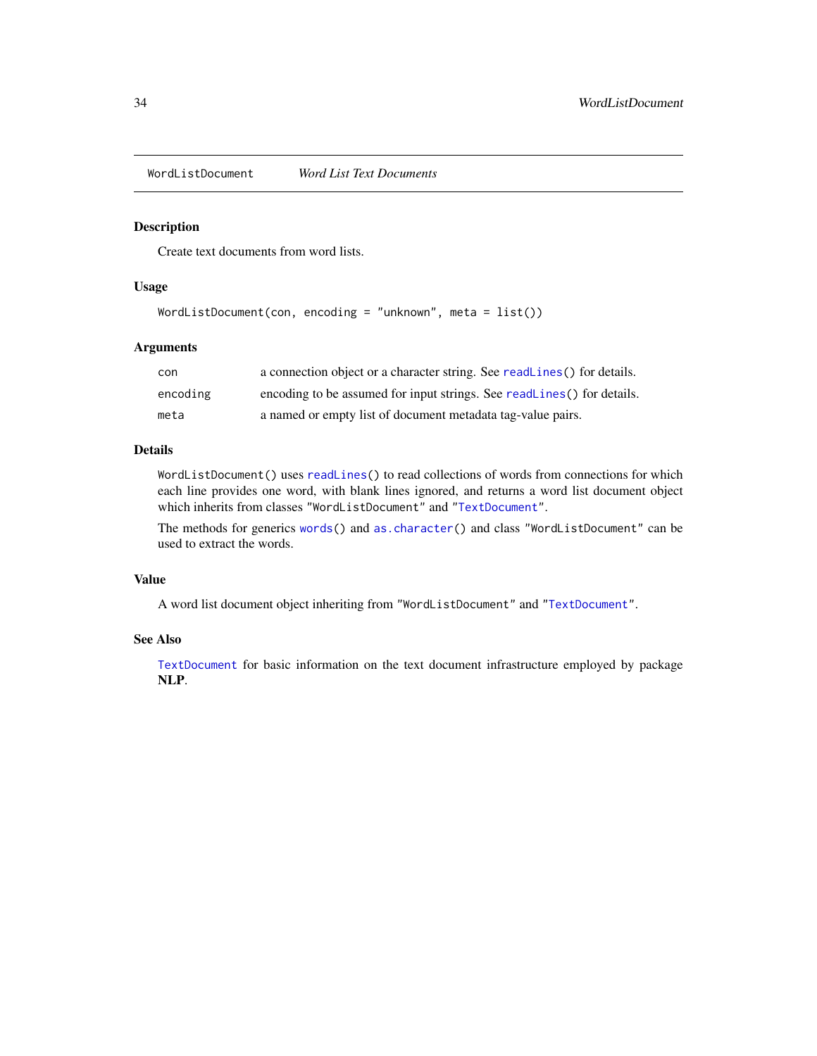## WordListDocument — *Word List Text Documents*

### Description

Create text documents from word lists.

### Usage

```
WordListDocument(con, encoding = "unknown", meta = list())
```

### Arguments

| | |
|---|---|
| `con` | a connection object or a character string. See `readLines()` for details. |
| `encoding` | encoding to be assumed for input strings. See `readLines()` for details. |
| `meta` | a named or empty list of document metadata tag-value pairs. |

### Details

`WordListDocument()` uses `readLines()` to read collections of words from connections for which each line provides one word, with blank lines ignored, and returns a word list document object which inherits from classes `"WordListDocument"` and `"TextDocument"`.

The methods for generics `words()` and `as.character()` and class `"WordListDocument"` can be used to extract the words.

### Value

A word list document object inheriting from `"WordListDocument"` and `"TextDocument"`.

### See Also

`TextDocument` for basic information on the text document infrastructure employed by package **NLP**.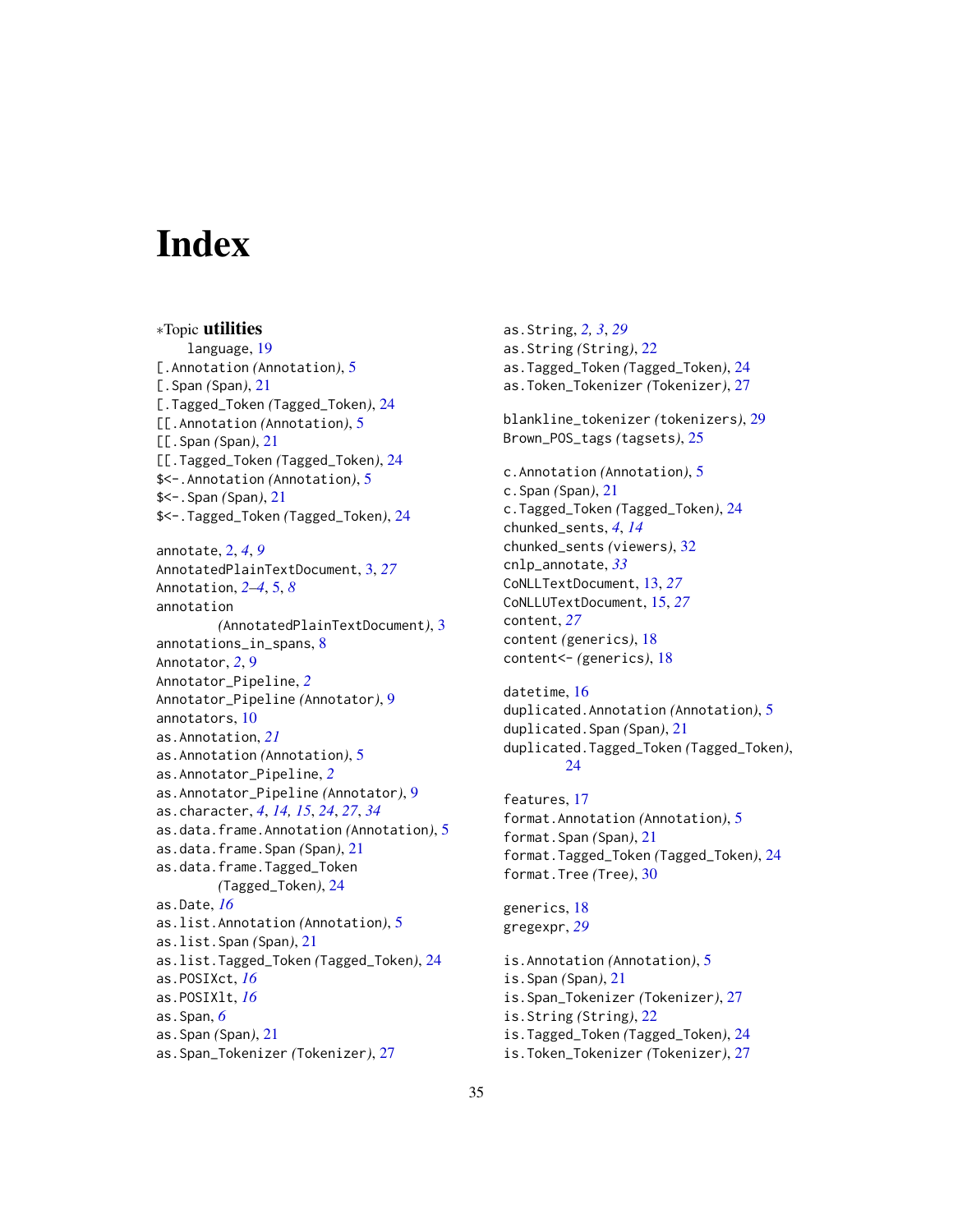# Index

∗Topic **utilities**
  language, 19
[.Annotation *(Annotation)*, 5
[.Span *(Span)*, 21
[.Tagged_Token *(Tagged_Token)*, 24
[[.Annotation *(Annotation)*, 5
[[.Span *(Span)*, 21
[[.Tagged_Token *(Tagged_Token)*, 24
$<-.Annotation *(Annotation)*, 5
$<-.Span *(Span)*, 21
$<-.Tagged_Token *(Tagged_Token)*, 24

annotate, 2, *4*, *9*
AnnotatedPlainTextDocument, 3, *27*
Annotation, *2–4*, 5, *8*
annotation
  *(AnnotatedPlainTextDocument)*, 3
annotations_in_spans, 8
Annotator, *2*, 9
Annotator_Pipeline, *2*
Annotator_Pipeline *(Annotator)*, 9
annotators, 10
as.Annotation, *21*
as.Annotation *(Annotation)*, 5
as.Annotator_Pipeline, *2*
as.Annotator_Pipeline *(Annotator)*, 9
as.character, *4*, *14*, *15*, *24*, *27*, *34*
as.data.frame.Annotation *(Annotation)*, 5
as.data.frame.Span *(Span)*, 21
as.data.frame.Tagged_Token
  *(Tagged_Token)*, 24
as.Date, *16*
as.list.Annotation *(Annotation)*, 5
as.list.Span *(Span)*, 21
as.list.Tagged_Token *(Tagged_Token)*, 24
as.POSIXct, *16*
as.POSIXlt, *16*
as.Span, *6*
as.Span *(Span)*, 21
as.Span_Tokenizer *(Tokenizer)*, 27
as.String, *2*, *3*, *29*
as.String *(String)*, 22
as.Tagged_Token *(Tagged_Token)*, 24
as.Token_Tokenizer *(Tokenizer)*, 27

blankline_tokenizer *(tokenizers)*, 29
Brown_POS_tags *(tagsets)*, 25

c.Annotation *(Annotation)*, 5
c.Span *(Span)*, 21
c.Tagged_Token *(Tagged_Token)*, 24
chunked_sents, *4*, *14*
chunked_sents *(viewers)*, 32
cnlp_annotate, *33*
CoNLLTextDocument, 13, *27*
CoNLLUTextDocument, 15, *27*
content, *27*
content *(generics)*, 18
content<- *(generics)*, 18

datetime, 16
duplicated.Annotation *(Annotation)*, 5
duplicated.Span *(Span)*, 21
duplicated.Tagged_Token *(Tagged_Token)*,
  24

features, 17
format.Annotation *(Annotation)*, 5
format.Span *(Span)*, 21
format.Tagged_Token *(Tagged_Token)*, 24
format.Tree *(Tree)*, 30

generics, 18
gregexpr, *29*

is.Annotation *(Annotation)*, 5
is.Span *(Span)*, 21
is.Span_Tokenizer *(Tokenizer)*, 27
is.String *(String)*, 22
is.Tagged_Token *(Tagged_Token)*, 24
is.Token_Tokenizer *(Tokenizer)*, 27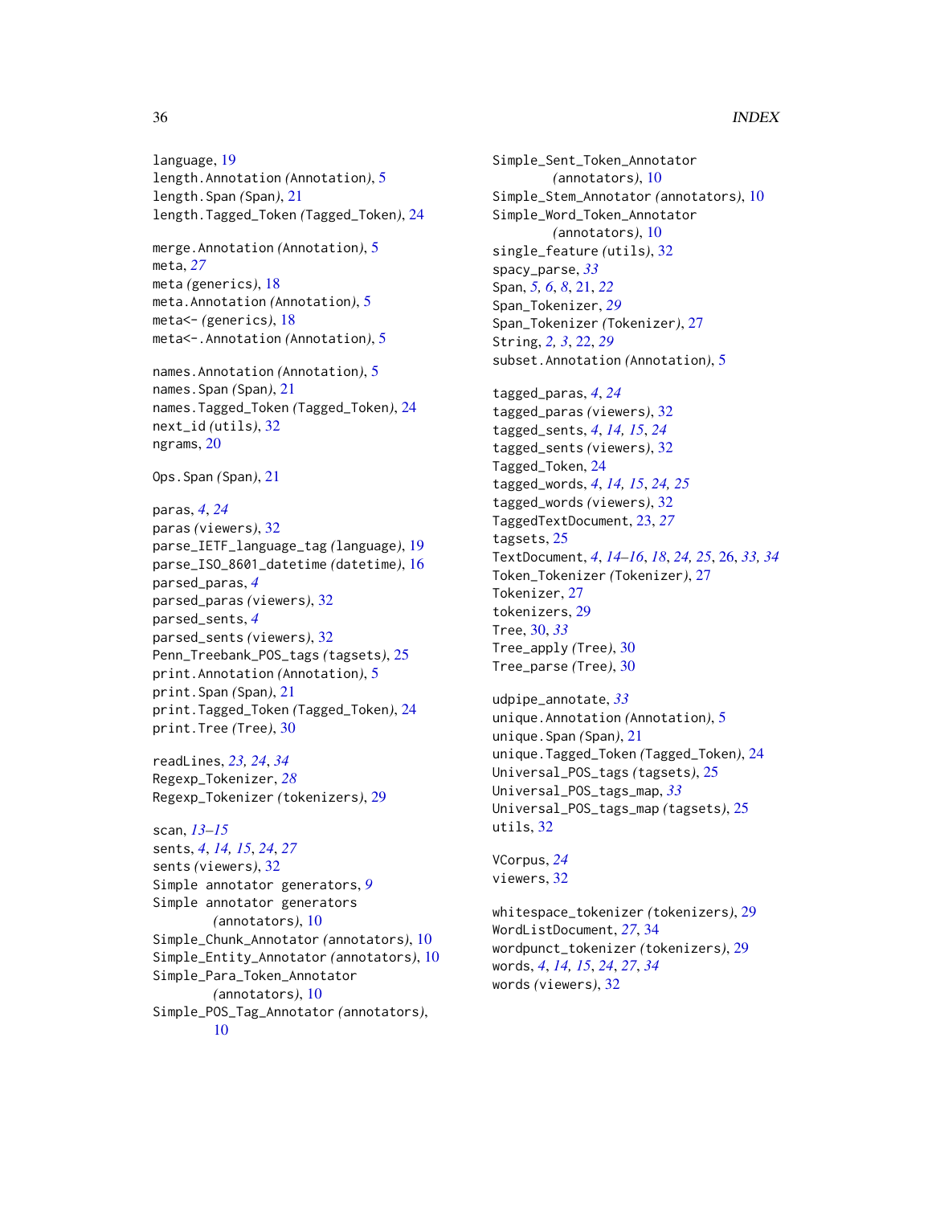language, 19
length.Annotation *(Annotation)*, 5
length.Span *(Span)*, 21
length.Tagged_Token *(Tagged_Token)*, 24

merge.Annotation *(Annotation)*, 5
meta, *27*
meta *(generics)*, 18
meta.Annotation *(Annotation)*, 5
meta<- *(generics)*, 18
meta<-.Annotation *(Annotation)*, 5

names.Annotation *(Annotation)*, 5
names.Span *(Span)*, 21
names.Tagged_Token *(Tagged_Token)*, 24
next_id *(utils)*, 32
ngrams, 20

Ops.Span *(Span)*, 21

paras, *4*, *24*
paras *(viewers)*, 32
parse_IETF_language_tag *(language)*, 19
parse_ISO_8601_datetime *(datetime)*, 16
parsed_paras, *4*
parsed_paras *(viewers)*, 32
parsed_sents, *4*
parsed_sents *(viewers)*, 32
Penn_Treebank_POS_tags *(tagsets)*, 25
print.Annotation *(Annotation)*, 5
print.Span *(Span)*, 21
print.Tagged_Token *(Tagged_Token)*, 24
print.Tree *(Tree)*, 30

readLines, *23*, *24*, *34*
Regexp_Tokenizer, *28*
Regexp_Tokenizer *(tokenizers)*, 29

scan, *13–15*
sents, *4*, *14*, *15*, *24*, *27*
sents *(viewers)*, 32
Simple annotator generators, *9*
Simple annotator generators *(annotators)*, 10
Simple_Chunk_Annotator *(annotators)*, 10
Simple_Entity_Annotator *(annotators)*, 10
Simple_Para_Token_Annotator *(annotators)*, 10
Simple_POS_Tag_Annotator *(annotators)*, 10
Simple_Sent_Token_Annotator *(annotators)*, 10
Simple_Stem_Annotator *(annotators)*, 10
Simple_Word_Token_Annotator *(annotators)*, 10
single_feature *(utils)*, 32
spacy_parse, *33*
Span, *5*, *6*, *8*, 21, *22*
Span_Tokenizer, *29*
Span_Tokenizer *(Tokenizer)*, 27
String, *2*, *3*, 22, *29*
subset.Annotation *(Annotation)*, 5

tagged_paras, *4*, *24*
tagged_paras *(viewers)*, 32
tagged_sents, *4*, *14*, *15*, *24*
tagged_sents *(viewers)*, 32
Tagged_Token, 24
tagged_words, *4*, *14*, *15*, *24*, *25*
tagged_words *(viewers)*, 32
TaggedTextDocument, 23, *27*
tagsets, 25
TextDocument, *4*, *14–16*, *18*, *24*, *25*, 26, *33*, *34*
Token_Tokenizer *(Tokenizer)*, 27
Tokenizer, 27
tokenizers, 29
Tree, 30, *33*
Tree_apply *(Tree)*, 30
Tree_parse *(Tree)*, 30

udpipe_annotate, *33*
unique.Annotation *(Annotation)*, 5
unique.Span *(Span)*, 21
unique.Tagged_Token *(Tagged_Token)*, 24
Universal_POS_tags *(tagsets)*, 25
Universal_POS_tags_map, *33*
Universal_POS_tags_map *(tagsets)*, 25
utils, 32

VCorpus, *24*
viewers, 32

whitespace_tokenizer *(tokenizers)*, 29
WordListDocument, *27*, 34
wordpunct_tokenizer *(tokenizers)*, 29
words, *4*, *14*, *15*, *24*, *27*, *34*
words *(viewers)*, 32